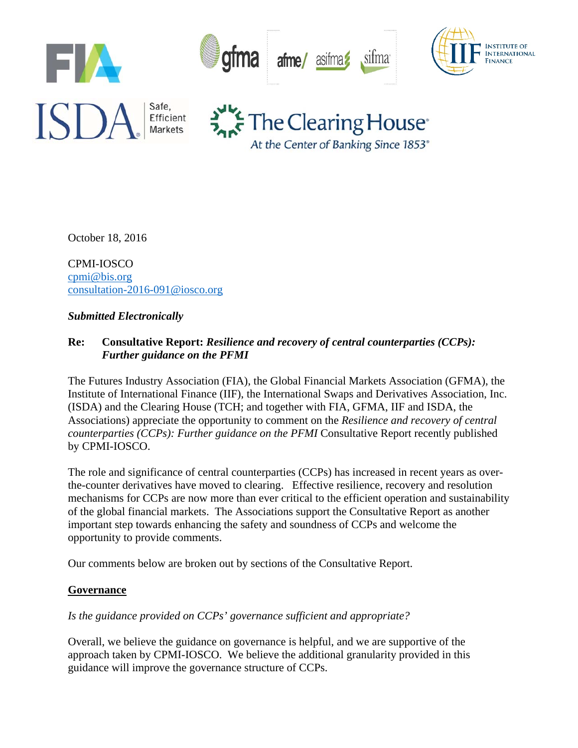October 18, 2016

CPMI-IOSCO
cpmi@bis.org
consultation-2016-091@iosco.org

***Submitted Electronically***

**Re: Consultative Report:** ***Resilience and recovery of central counterparties (CCPs): Further guidance on the PFMI***

The Futures Industry Association (FIA), the Global Financial Markets Association (GFMA), the Institute of International Finance (IIF), the International Swaps and Derivatives Association, Inc. (ISDA) and the Clearing House (TCH; and together with FIA, GFMA, IIF and ISDA, the Associations) appreciate the opportunity to comment on the *Resilience and recovery of central counterparties (CCPs): Further guidance on the PFMI* Consultative Report recently published by CPMI-IOSCO.

The role and significance of central counterparties (CCPs) has increased in recent years as over-the-counter derivatives have moved to clearing. Effective resilience, recovery and resolution mechanisms for CCPs are now more than ever critical to the efficient operation and sustainability of the global financial markets. The Associations support the Consultative Report as another important step towards enhancing the safety and soundness of CCPs and welcome the opportunity to provide comments.

Our comments below are broken out by sections of the Consultative Report.

**Governance**

*Is the guidance provided on CCPs' governance sufficient and appropriate?*

Overall, we believe the guidance on governance is helpful, and we are supportive of the approach taken by CPMI-IOSCO. We believe the additional granularity provided in this guidance will improve the governance structure of CCPs.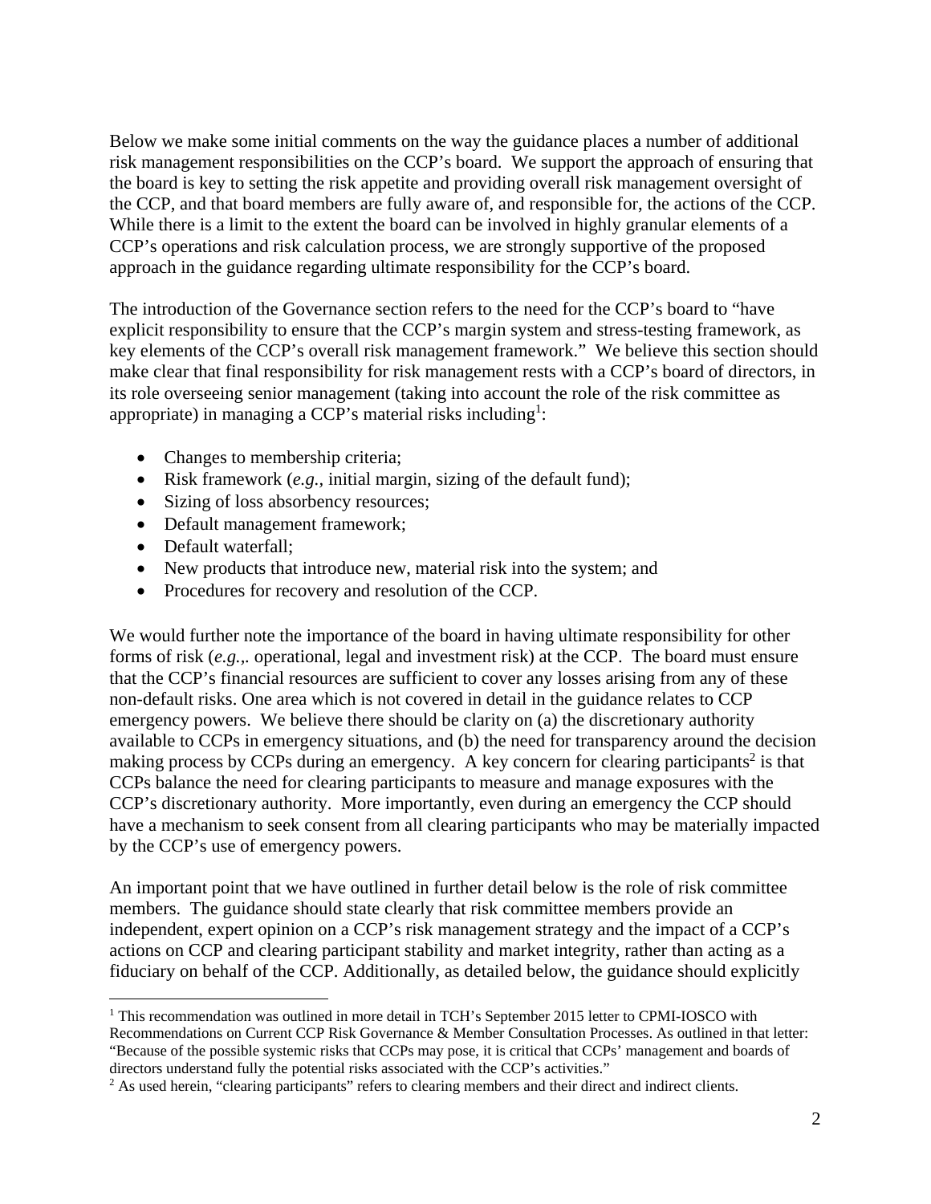Below we make some initial comments on the way the guidance places a number of additional risk management responsibilities on the CCP's board. We support the approach of ensuring that the board is key to setting the risk appetite and providing overall risk management oversight of the CCP, and that board members are fully aware of, and responsible for, the actions of the CCP. While there is a limit to the extent the board can be involved in highly granular elements of a CCP's operations and risk calculation process, we are strongly supportive of the proposed approach in the guidance regarding ultimate responsibility for the CCP's board.

The introduction of the Governance section refers to the need for the CCP's board to "have explicit responsibility to ensure that the CCP's margin system and stress-testing framework, as key elements of the CCP's overall risk management framework." We believe this section should make clear that final responsibility for risk management rests with a CCP's board of directors, in its role overseeing senior management (taking into account the role of the risk committee as appropriate) in managing a CCP's material risks including[1]:

- Changes to membership criteria;
- Risk framework (*e.g.*, initial margin, sizing of the default fund);
- Sizing of loss absorbency resources;
- Default management framework;
- Default waterfall;
- New products that introduce new, material risk into the system; and
- Procedures for recovery and resolution of the CCP.

We would further note the importance of the board in having ultimate responsibility for other forms of risk (*e.g.,.* operational, legal and investment risk) at the CCP. The board must ensure that the CCP's financial resources are sufficient to cover any losses arising from any of these non-default risks. One area which is not covered in detail in the guidance relates to CCP emergency powers. We believe there should be clarity on (a) the discretionary authority available to CCPs in emergency situations, and (b) the need for transparency around the decision making process by CCPs during an emergency. A key concern for clearing participants[2] is that CCPs balance the need for clearing participants to measure and manage exposures with the CCP's discretionary authority. More importantly, even during an emergency the CCP should have a mechanism to seek consent from all clearing participants who may be materially impacted by the CCP's use of emergency powers.

An important point that we have outlined in further detail below is the role of risk committee members. The guidance should state clearly that risk committee members provide an independent, expert opinion on a CCP's risk management strategy and the impact of a CCP's actions on CCP and clearing participant stability and market integrity, rather than acting as a fiduciary on behalf of the CCP. Additionally, as detailed below, the guidance should explicitly

---

[1] This recommendation was outlined in more detail in TCH's September 2015 letter to CPMI-IOSCO with Recommendations on Current CCP Risk Governance & Member Consultation Processes. As outlined in that letter: "Because of the possible systemic risks that CCPs may pose, it is critical that CCPs' management and boards of directors understand fully the potential risks associated with the CCP's activities."

[2] As used herein, "clearing participants" refers to clearing members and their direct and indirect clients.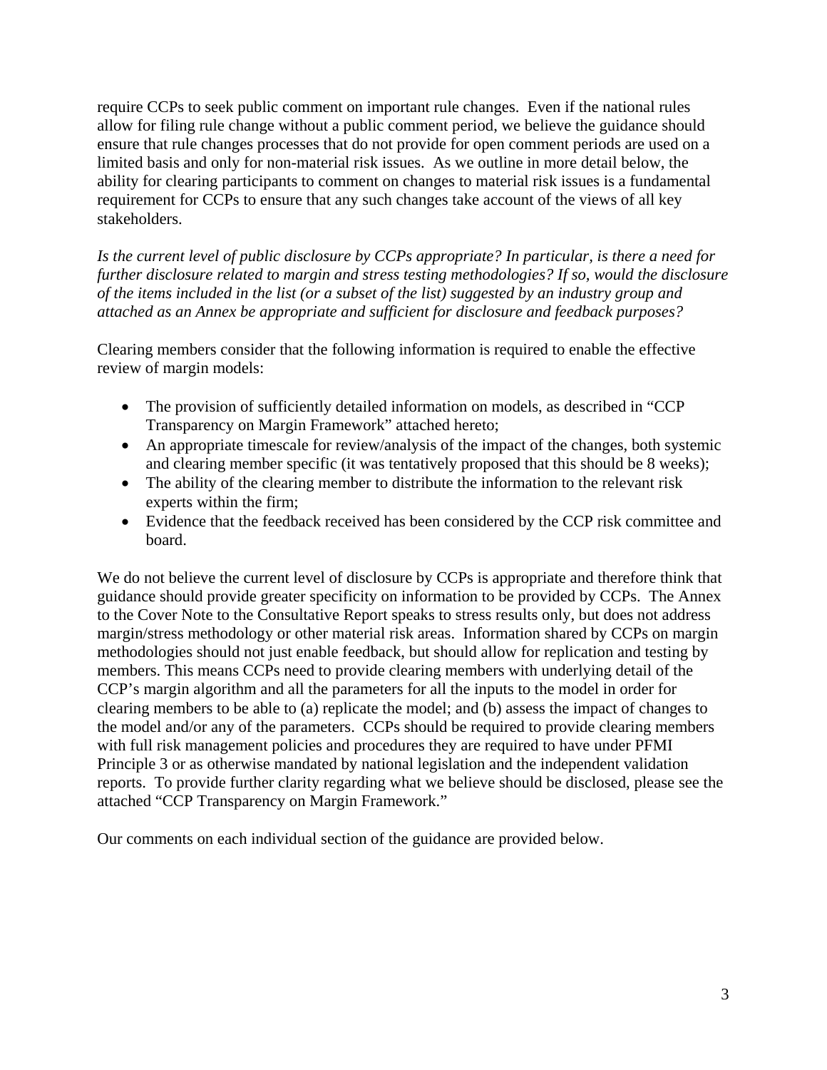require CCPs to seek public comment on important rule changes. Even if the national rules allow for filing rule change without a public comment period, we believe the guidance should ensure that rule changes processes that do not provide for open comment periods are used on a limited basis and only for non-material risk issues. As we outline in more detail below, the ability for clearing participants to comment on changes to material risk issues is a fundamental requirement for CCPs to ensure that any such changes take account of the views of all key stakeholders.

*Is the current level of public disclosure by CCPs appropriate? In particular, is there a need for further disclosure related to margin and stress testing methodologies? If so, would the disclosure of the items included in the list (or a subset of the list) suggested by an industry group and attached as an Annex be appropriate and sufficient for disclosure and feedback purposes?*

Clearing members consider that the following information is required to enable the effective review of margin models:

- The provision of sufficiently detailed information on models, as described in "CCP Transparency on Margin Framework" attached hereto;
- An appropriate timescale for review/analysis of the impact of the changes, both systemic and clearing member specific (it was tentatively proposed that this should be 8 weeks);
- The ability of the clearing member to distribute the information to the relevant risk experts within the firm;
- Evidence that the feedback received has been considered by the CCP risk committee and board.

We do not believe the current level of disclosure by CCPs is appropriate and therefore think that guidance should provide greater specificity on information to be provided by CCPs. The Annex to the Cover Note to the Consultative Report speaks to stress results only, but does not address margin/stress methodology or other material risk areas. Information shared by CCPs on margin methodologies should not just enable feedback, but should allow for replication and testing by members. This means CCPs need to provide clearing members with underlying detail of the CCP's margin algorithm and all the parameters for all the inputs to the model in order for clearing members to be able to (a) replicate the model; and (b) assess the impact of changes to the model and/or any of the parameters. CCPs should be required to provide clearing members with full risk management policies and procedures they are required to have under PFMI Principle 3 or as otherwise mandated by national legislation and the independent validation reports. To provide further clarity regarding what we believe should be disclosed, please see the attached "CCP Transparency on Margin Framework."

Our comments on each individual section of the guidance are provided below.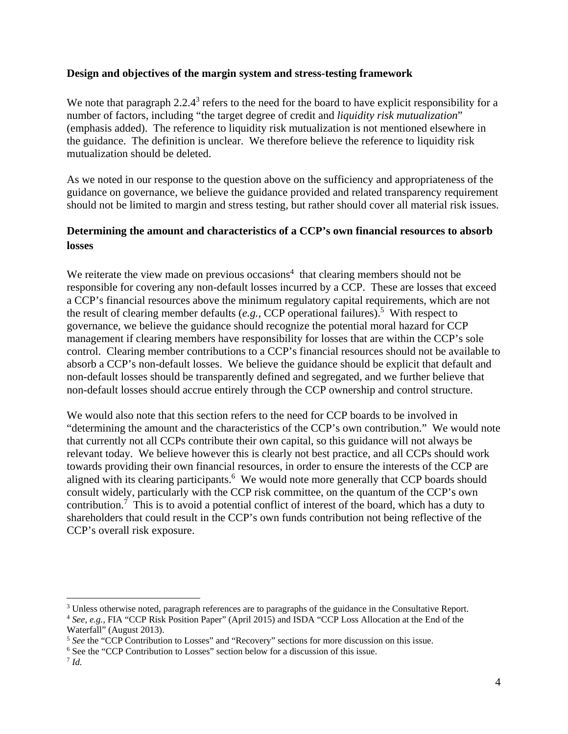**Design and objectives of the margin system and stress-testing framework**

We note that paragraph 2.2.4[3] refers to the need for the board to have explicit responsibility for a number of factors, including "the target degree of credit and *liquidity risk mutualization*" (emphasis added). The reference to liquidity risk mutualization is not mentioned elsewhere in the guidance. The definition is unclear. We therefore believe the reference to liquidity risk mutualization should be deleted.

As we noted in our response to the question above on the sufficiency and appropriateness of the guidance on governance, we believe the guidance provided and related transparency requirement should not be limited to margin and stress testing, but rather should cover all material risk issues.

**Determining the amount and characteristics of a CCP's own financial resources to absorb losses**

We reiterate the view made on previous occasions[4] that clearing members should not be responsible for covering any non-default losses incurred by a CCP. These are losses that exceed a CCP's financial resources above the minimum regulatory capital requirements, which are not the result of clearing member defaults (*e.g.,* CCP operational failures).[5] With respect to governance, we believe the guidance should recognize the potential moral hazard for CCP management if clearing members have responsibility for losses that are within the CCP's sole control. Clearing member contributions to a CCP's financial resources should not be available to absorb a CCP's non-default losses. We believe the guidance should be explicit that default and non-default losses should be transparently defined and segregated, and we further believe that non-default losses should accrue entirely through the CCP ownership and control structure.

We would also note that this section refers to the need for CCP boards to be involved in "determining the amount and the characteristics of the CCP's own contribution." We would note that currently not all CCPs contribute their own capital, so this guidance will not always be relevant today. We believe however this is clearly not best practice, and all CCPs should work towards providing their own financial resources, in order to ensure the interests of the CCP are aligned with its clearing participants.[6] We would note more generally that CCP boards should consult widely, particularly with the CCP risk committee, on the quantum of the CCP's own contribution.[7] This is to avoid a potential conflict of interest of the board, which has a duty to shareholders that could result in the CCP's own funds contribution not being reflective of the CCP's overall risk exposure.

---

[3] Unless otherwise noted, paragraph references are to paragraphs of the guidance in the Consultative Report.

[4] *See, e.g.,* FIA "CCP Risk Position Paper" (April 2015) and ISDA "CCP Loss Allocation at the End of the Waterfall" (August 2013).

[5] *See* the "CCP Contribution to Losses" and "Recovery" sections for more discussion on this issue.

[6] See the "CCP Contribution to Losses" section below for a discussion of this issue.

[7] *Id.*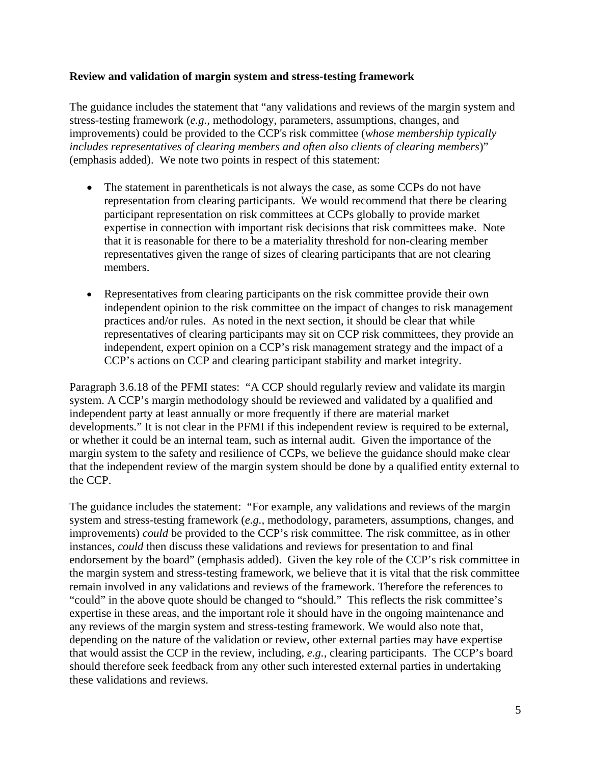**Review and validation of margin system and stress-testing framework**

The guidance includes the statement that "any validations and reviews of the margin system and stress-testing framework (*e.g.*, methodology, parameters, assumptions, changes, and improvements) could be provided to the CCP's risk committee (*whose membership typically includes representatives of clearing members and often also clients of clearing members*)" (emphasis added). We note two points in respect of this statement:

- The statement in parentheticals is not always the case, as some CCPs do not have representation from clearing participants. We would recommend that there be clearing participant representation on risk committees at CCPs globally to provide market expertise in connection with important risk decisions that risk committees make. Note that it is reasonable for there to be a materiality threshold for non-clearing member representatives given the range of sizes of clearing participants that are not clearing members.

- Representatives from clearing participants on the risk committee provide their own independent opinion to the risk committee on the impact of changes to risk management practices and/or rules. As noted in the next section, it should be clear that while representatives of clearing participants may sit on CCP risk committees, they provide an independent, expert opinion on a CCP's risk management strategy and the impact of a CCP's actions on CCP and clearing participant stability and market integrity.

Paragraph 3.6.18 of the PFMI states: "A CCP should regularly review and validate its margin system. A CCP's margin methodology should be reviewed and validated by a qualified and independent party at least annually or more frequently if there are material market developments." It is not clear in the PFMI if this independent review is required to be external, or whether it could be an internal team, such as internal audit. Given the importance of the margin system to the safety and resilience of CCPs, we believe the guidance should make clear that the independent review of the margin system should be done by a qualified entity external to the CCP.

The guidance includes the statement: "For example, any validations and reviews of the margin system and stress-testing framework (*e.g.*, methodology, parameters, assumptions, changes, and improvements) *could* be provided to the CCP's risk committee. The risk committee, as in other instances, *could* then discuss these validations and reviews for presentation to and final endorsement by the board" (emphasis added). Given the key role of the CCP's risk committee in the margin system and stress-testing framework, we believe that it is vital that the risk committee remain involved in any validations and reviews of the framework. Therefore the references to "could" in the above quote should be changed to "should." This reflects the risk committee's expertise in these areas, and the important role it should have in the ongoing maintenance and any reviews of the margin system and stress-testing framework. We would also note that, depending on the nature of the validation or review, other external parties may have expertise that would assist the CCP in the review, including, *e.g.*, clearing participants. The CCP's board should therefore seek feedback from any other such interested external parties in undertaking these validations and reviews.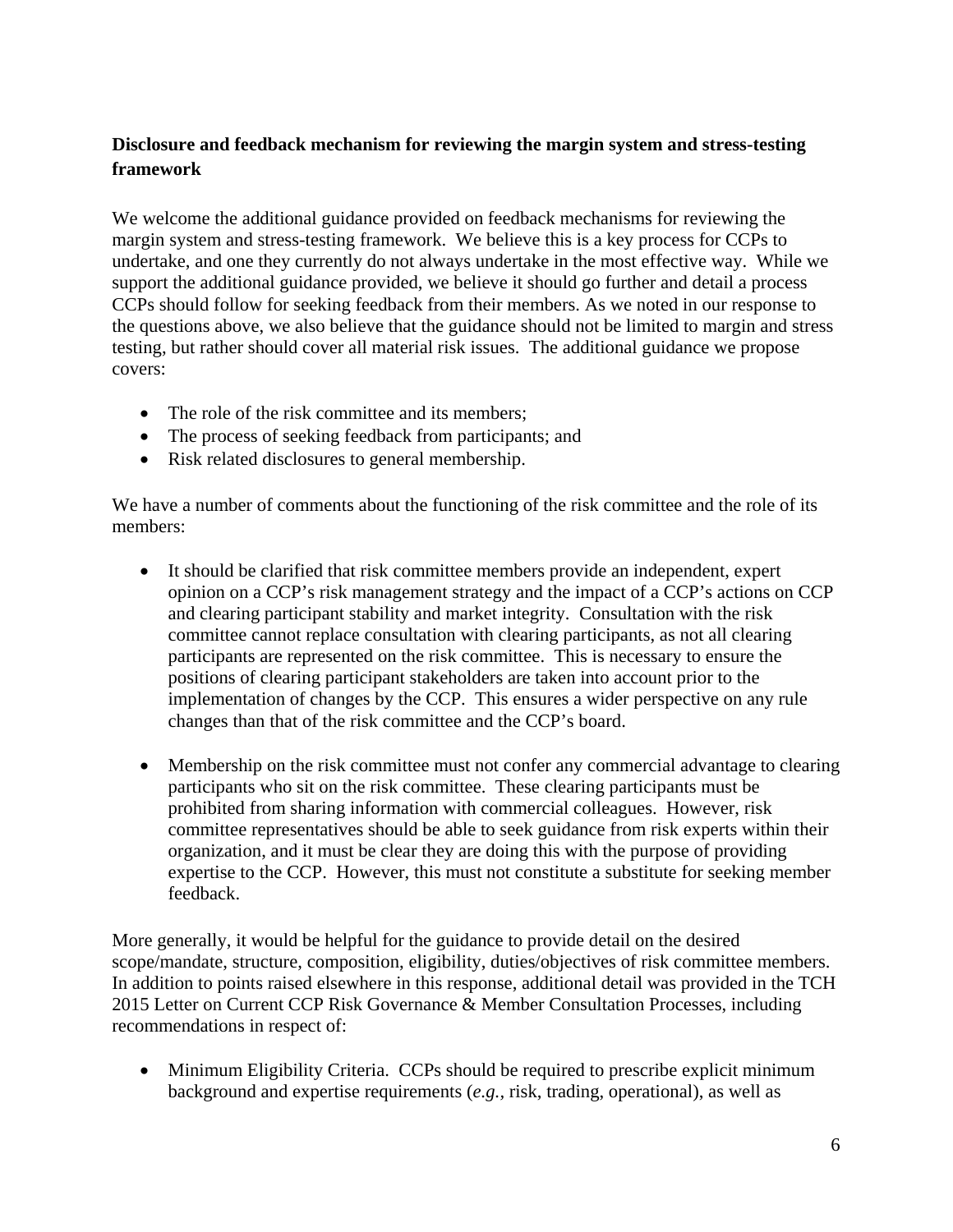**Disclosure and feedback mechanism for reviewing the margin system and stress-testing framework**

We welcome the additional guidance provided on feedback mechanisms for reviewing the margin system and stress-testing framework. We believe this is a key process for CCPs to undertake, and one they currently do not always undertake in the most effective way. While we support the additional guidance provided, we believe it should go further and detail a process CCPs should follow for seeking feedback from their members. As we noted in our response to the questions above, we also believe that the guidance should not be limited to margin and stress testing, but rather should cover all material risk issues. The additional guidance we propose covers:

- The role of the risk committee and its members;
- The process of seeking feedback from participants; and
- Risk related disclosures to general membership.

We have a number of comments about the functioning of the risk committee and the role of its members:

- It should be clarified that risk committee members provide an independent, expert opinion on a CCP's risk management strategy and the impact of a CCP's actions on CCP and clearing participant stability and market integrity. Consultation with the risk committee cannot replace consultation with clearing participants, as not all clearing participants are represented on the risk committee. This is necessary to ensure the positions of clearing participant stakeholders are taken into account prior to the implementation of changes by the CCP. This ensures a wider perspective on any rule changes than that of the risk committee and the CCP's board.

- Membership on the risk committee must not confer any commercial advantage to clearing participants who sit on the risk committee. These clearing participants must be prohibited from sharing information with commercial colleagues. However, risk committee representatives should be able to seek guidance from risk experts within their organization, and it must be clear they are doing this with the purpose of providing expertise to the CCP. However, this must not constitute a substitute for seeking member feedback.

More generally, it would be helpful for the guidance to provide detail on the desired scope/mandate, structure, composition, eligibility, duties/objectives of risk committee members. In addition to points raised elsewhere in this response, additional detail was provided in the TCH 2015 Letter on Current CCP Risk Governance & Member Consultation Processes, including recommendations in respect of:

- Minimum Eligibility Criteria. CCPs should be required to prescribe explicit minimum background and expertise requirements (*e.g.*, risk, trading, operational), as well as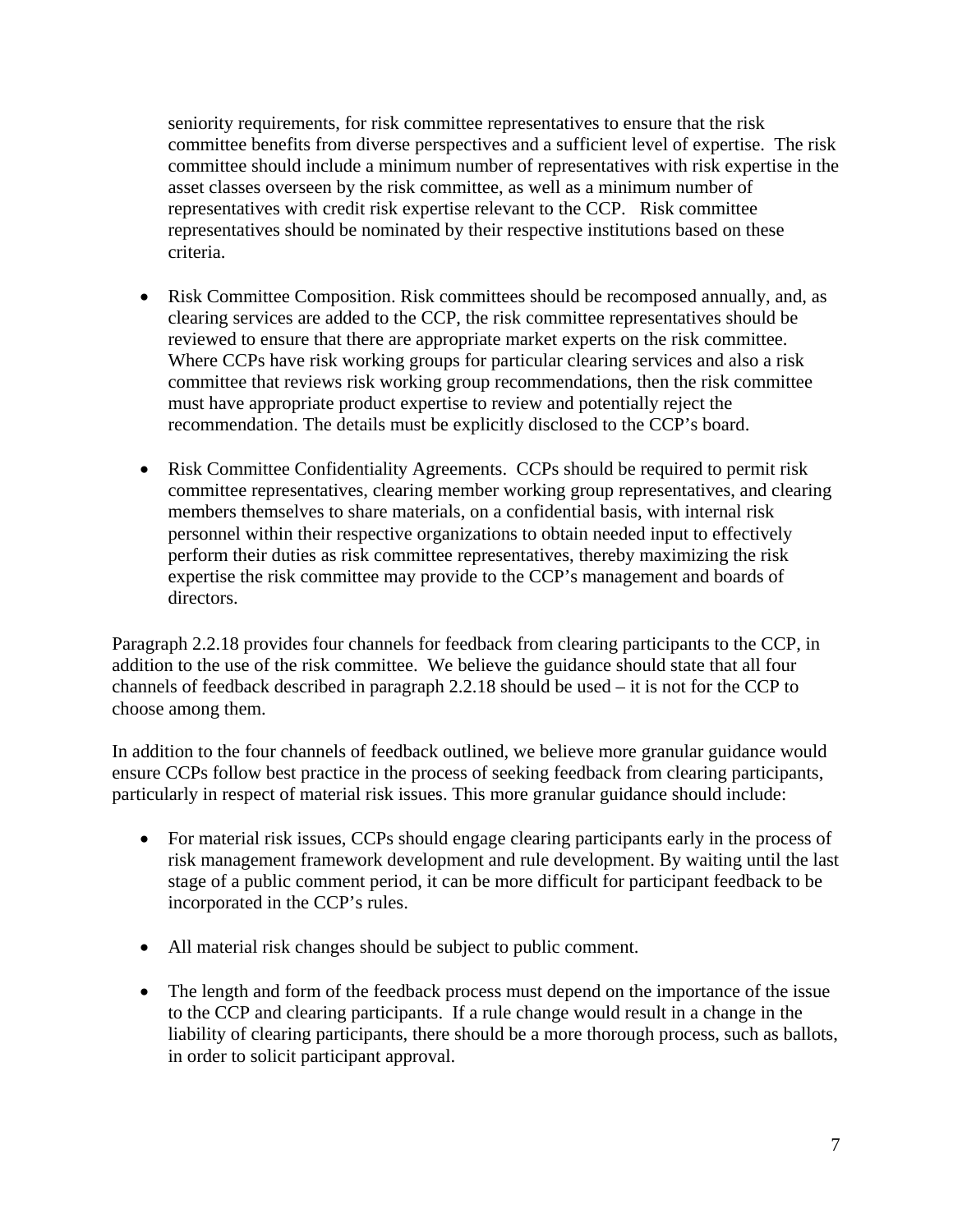seniority requirements, for risk committee representatives to ensure that the risk committee benefits from diverse perspectives and a sufficient level of expertise. The risk committee should include a minimum number of representatives with risk expertise in the asset classes overseen by the risk committee, as well as a minimum number of representatives with credit risk expertise relevant to the CCP. Risk committee representatives should be nominated by their respective institutions based on these criteria.

- Risk Committee Composition. Risk committees should be recomposed annually, and, as clearing services are added to the CCP, the risk committee representatives should be reviewed to ensure that there are appropriate market experts on the risk committee. Where CCPs have risk working groups for particular clearing services and also a risk committee that reviews risk working group recommendations, then the risk committee must have appropriate product expertise to review and potentially reject the recommendation. The details must be explicitly disclosed to the CCP's board.

- Risk Committee Confidentiality Agreements. CCPs should be required to permit risk committee representatives, clearing member working group representatives, and clearing members themselves to share materials, on a confidential basis, with internal risk personnel within their respective organizations to obtain needed input to effectively perform their duties as risk committee representatives, thereby maximizing the risk expertise the risk committee may provide to the CCP's management and boards of directors.

Paragraph 2.2.18 provides four channels for feedback from clearing participants to the CCP, in addition to the use of the risk committee. We believe the guidance should state that all four channels of feedback described in paragraph 2.2.18 should be used – it is not for the CCP to choose among them.

In addition to the four channels of feedback outlined, we believe more granular guidance would ensure CCPs follow best practice in the process of seeking feedback from clearing participants, particularly in respect of material risk issues. This more granular guidance should include:

- For material risk issues, CCPs should engage clearing participants early in the process of risk management framework development and rule development. By waiting until the last stage of a public comment period, it can be more difficult for participant feedback to be incorporated in the CCP's rules.

- All material risk changes should be subject to public comment.

- The length and form of the feedback process must depend on the importance of the issue to the CCP and clearing participants. If a rule change would result in a change in the liability of clearing participants, there should be a more thorough process, such as ballots, in order to solicit participant approval.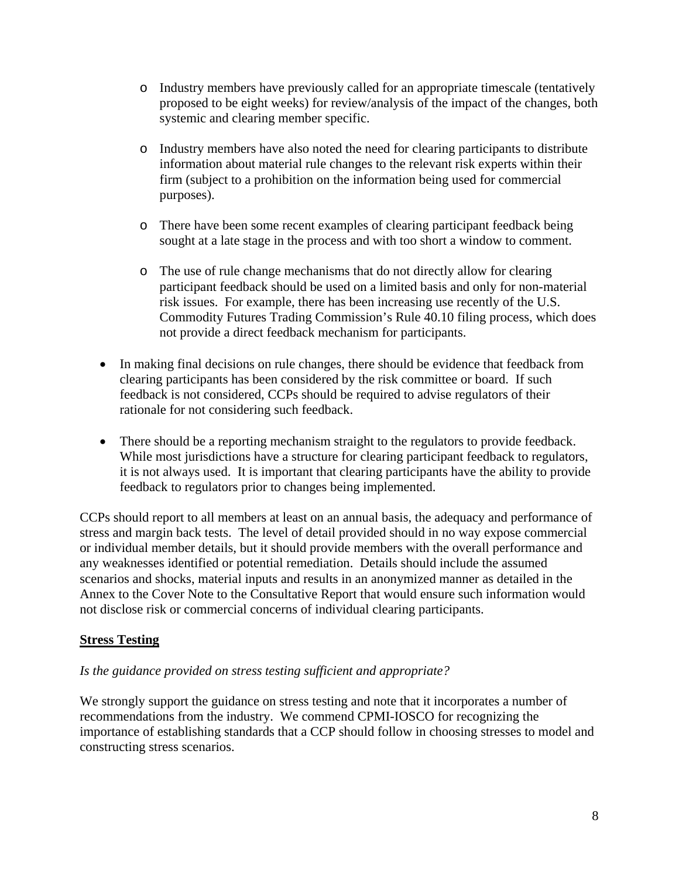- Industry members have previously called for an appropriate timescale (tentatively proposed to be eight weeks) for review/analysis of the impact of the changes, both systemic and clearing member specific.
  - Industry members have also noted the need for clearing participants to distribute information about material rule changes to the relevant risk experts within their firm (subject to a prohibition on the information being used for commercial purposes).
  - There have been some recent examples of clearing participant feedback being sought at a late stage in the process and with too short a window to comment.
  - The use of rule change mechanisms that do not directly allow for clearing participant feedback should be used on a limited basis and only for non-material risk issues. For example, there has been increasing use recently of the U.S. Commodity Futures Trading Commission's Rule 40.10 filing process, which does not provide a direct feedback mechanism for participants.

- In making final decisions on rule changes, there should be evidence that feedback from clearing participants has been considered by the risk committee or board. If such feedback is not considered, CCPs should be required to advise regulators of their rationale for not considering such feedback.

- There should be a reporting mechanism straight to the regulators to provide feedback. While most jurisdictions have a structure for clearing participant feedback to regulators, it is not always used. It is important that clearing participants have the ability to provide feedback to regulators prior to changes being implemented.

CCPs should report to all members at least on an annual basis, the adequacy and performance of stress and margin back tests. The level of detail provided should in no way expose commercial or individual member details, but it should provide members with the overall performance and any weaknesses identified or potential remediation. Details should include the assumed scenarios and shocks, material inputs and results in an anonymized manner as detailed in the Annex to the Cover Note to the Consultative Report that would ensure such information would not disclose risk or commercial concerns of individual clearing participants.

## Stress Testing

*Is the guidance provided on stress testing sufficient and appropriate?*

We strongly support the guidance on stress testing and note that it incorporates a number of recommendations from the industry. We commend CPMI-IOSCO for recognizing the importance of establishing standards that a CCP should follow in choosing stresses to model and constructing stress scenarios.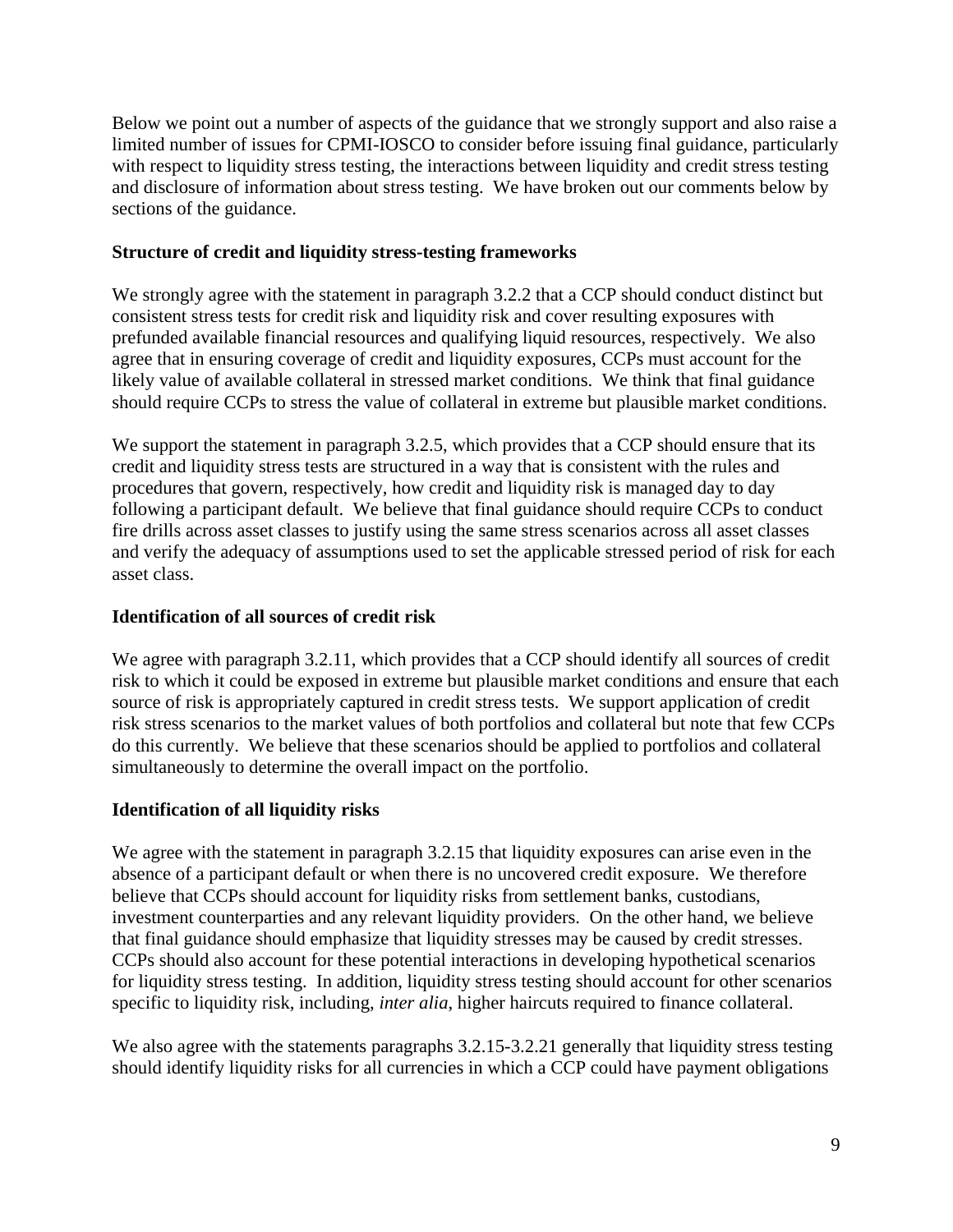Below we point out a number of aspects of the guidance that we strongly support and also raise a limited number of issues for CPMI-IOSCO to consider before issuing final guidance, particularly with respect to liquidity stress testing, the interactions between liquidity and credit stress testing and disclosure of information about stress testing. We have broken out our comments below by sections of the guidance.

**Structure of credit and liquidity stress-testing frameworks**

We strongly agree with the statement in paragraph 3.2.2 that a CCP should conduct distinct but consistent stress tests for credit risk and liquidity risk and cover resulting exposures with prefunded available financial resources and qualifying liquid resources, respectively. We also agree that in ensuring coverage of credit and liquidity exposures, CCPs must account for the likely value of available collateral in stressed market conditions. We think that final guidance should require CCPs to stress the value of collateral in extreme but plausible market conditions.

We support the statement in paragraph 3.2.5, which provides that a CCP should ensure that its credit and liquidity stress tests are structured in a way that is consistent with the rules and procedures that govern, respectively, how credit and liquidity risk is managed day to day following a participant default. We believe that final guidance should require CCPs to conduct fire drills across asset classes to justify using the same stress scenarios across all asset classes and verify the adequacy of assumptions used to set the applicable stressed period of risk for each asset class.

**Identification of all sources of credit risk**

We agree with paragraph 3.2.11, which provides that a CCP should identify all sources of credit risk to which it could be exposed in extreme but plausible market conditions and ensure that each source of risk is appropriately captured in credit stress tests. We support application of credit risk stress scenarios to the market values of both portfolios and collateral but note that few CCPs do this currently. We believe that these scenarios should be applied to portfolios and collateral simultaneously to determine the overall impact on the portfolio.

**Identification of all liquidity risks**

We agree with the statement in paragraph 3.2.15 that liquidity exposures can arise even in the absence of a participant default or when there is no uncovered credit exposure. We therefore believe that CCPs should account for liquidity risks from settlement banks, custodians, investment counterparties and any relevant liquidity providers. On the other hand, we believe that final guidance should emphasize that liquidity stresses may be caused by credit stresses. CCPs should also account for these potential interactions in developing hypothetical scenarios for liquidity stress testing. In addition, liquidity stress testing should account for other scenarios specific to liquidity risk, including, *inter alia*, higher haircuts required to finance collateral.

We also agree with the statements paragraphs 3.2.15-3.2.21 generally that liquidity stress testing should identify liquidity risks for all currencies in which a CCP could have payment obligations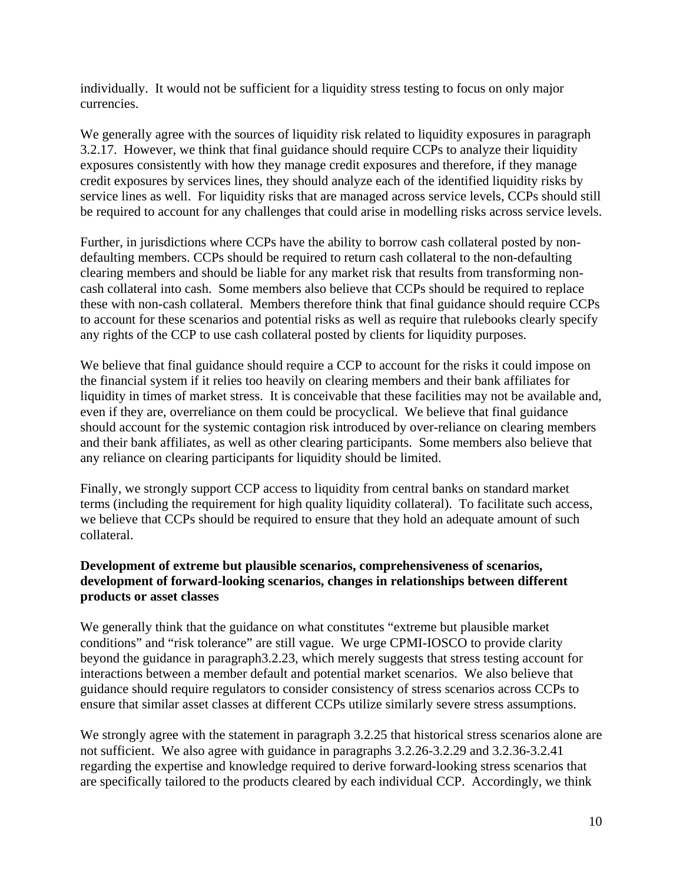individually. It would not be sufficient for a liquidity stress testing to focus on only major currencies.

We generally agree with the sources of liquidity risk related to liquidity exposures in paragraph 3.2.17. However, we think that final guidance should require CCPs to analyze their liquidity exposures consistently with how they manage credit exposures and therefore, if they manage credit exposures by services lines, they should analyze each of the identified liquidity risks by service lines as well. For liquidity risks that are managed across service levels, CCPs should still be required to account for any challenges that could arise in modelling risks across service levels.

Further, in jurisdictions where CCPs have the ability to borrow cash collateral posted by non-defaulting members. CCPs should be required to return cash collateral to the non-defaulting clearing members and should be liable for any market risk that results from transforming non-cash collateral into cash. Some members also believe that CCPs should be required to replace these with non-cash collateral. Members therefore think that final guidance should require CCPs to account for these scenarios and potential risks as well as require that rulebooks clearly specify any rights of the CCP to use cash collateral posted by clients for liquidity purposes.

We believe that final guidance should require a CCP to account for the risks it could impose on the financial system if it relies too heavily on clearing members and their bank affiliates for liquidity in times of market stress. It is conceivable that these facilities may not be available and, even if they are, overreliance on them could be procyclical. We believe that final guidance should account for the systemic contagion risk introduced by over-reliance on clearing members and their bank affiliates, as well as other clearing participants. Some members also believe that any reliance on clearing participants for liquidity should be limited.

Finally, we strongly support CCP access to liquidity from central banks on standard market terms (including the requirement for high quality liquidity collateral). To facilitate such access, we believe that CCPs should be required to ensure that they hold an adequate amount of such collateral.

**Development of extreme but plausible scenarios, comprehensiveness of scenarios, development of forward-looking scenarios, changes in relationships between different products or asset classes**

We generally think that the guidance on what constitutes "extreme but plausible market conditions" and "risk tolerance" are still vague. We urge CPMI-IOSCO to provide clarity beyond the guidance in paragraph3.2.23, which merely suggests that stress testing account for interactions between a member default and potential market scenarios. We also believe that guidance should require regulators to consider consistency of stress scenarios across CCPs to ensure that similar asset classes at different CCPs utilize similarly severe stress assumptions.

We strongly agree with the statement in paragraph 3.2.25 that historical stress scenarios alone are not sufficient. We also agree with guidance in paragraphs 3.2.26-3.2.29 and 3.2.36-3.2.41 regarding the expertise and knowledge required to derive forward-looking stress scenarios that are specifically tailored to the products cleared by each individual CCP. Accordingly, we think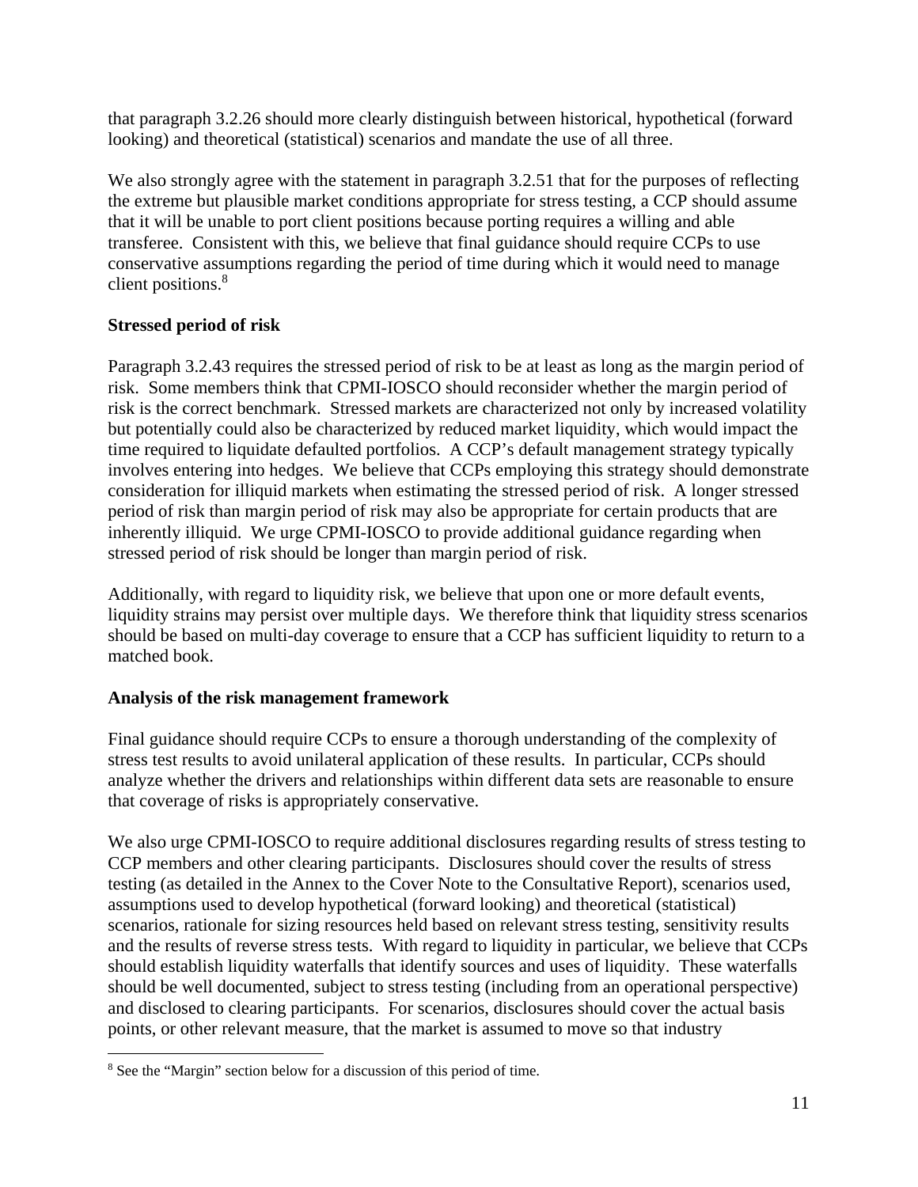that paragraph 3.2.26 should more clearly distinguish between historical, hypothetical (forward looking) and theoretical (statistical) scenarios and mandate the use of all three.

We also strongly agree with the statement in paragraph 3.2.51 that for the purposes of reflecting the extreme but plausible market conditions appropriate for stress testing, a CCP should assume that it will be unable to port client positions because porting requires a willing and able transferee. Consistent with this, we believe that final guidance should require CCPs to use conservative assumptions regarding the period of time during which it would need to manage client positions.[8]

**Stressed period of risk**

Paragraph 3.2.43 requires the stressed period of risk to be at least as long as the margin period of risk. Some members think that CPMI-IOSCO should reconsider whether the margin period of risk is the correct benchmark. Stressed markets are characterized not only by increased volatility but potentially could also be characterized by reduced market liquidity, which would impact the time required to liquidate defaulted portfolios. A CCP's default management strategy typically involves entering into hedges. We believe that CCPs employing this strategy should demonstrate consideration for illiquid markets when estimating the stressed period of risk. A longer stressed period of risk than margin period of risk may also be appropriate for certain products that are inherently illiquid. We urge CPMI-IOSCO to provide additional guidance regarding when stressed period of risk should be longer than margin period of risk.

Additionally, with regard to liquidity risk, we believe that upon one or more default events, liquidity strains may persist over multiple days. We therefore think that liquidity stress scenarios should be based on multi-day coverage to ensure that a CCP has sufficient liquidity to return to a matched book.

**Analysis of the risk management framework**

Final guidance should require CCPs to ensure a thorough understanding of the complexity of stress test results to avoid unilateral application of these results. In particular, CCPs should analyze whether the drivers and relationships within different data sets are reasonable to ensure that coverage of risks is appropriately conservative.

We also urge CPMI-IOSCO to require additional disclosures regarding results of stress testing to CCP members and other clearing participants. Disclosures should cover the results of stress testing (as detailed in the Annex to the Cover Note to the Consultative Report), scenarios used, assumptions used to develop hypothetical (forward looking) and theoretical (statistical) scenarios, rationale for sizing resources held based on relevant stress testing, sensitivity results and the results of reverse stress tests. With regard to liquidity in particular, we believe that CCPs should establish liquidity waterfalls that identify sources and uses of liquidity. These waterfalls should be well documented, subject to stress testing (including from an operational perspective) and disclosed to clearing participants. For scenarios, disclosures should cover the actual basis points, or other relevant measure, that the market is assumed to move so that industry

---

[8] See the "Margin" section below for a discussion of this period of time.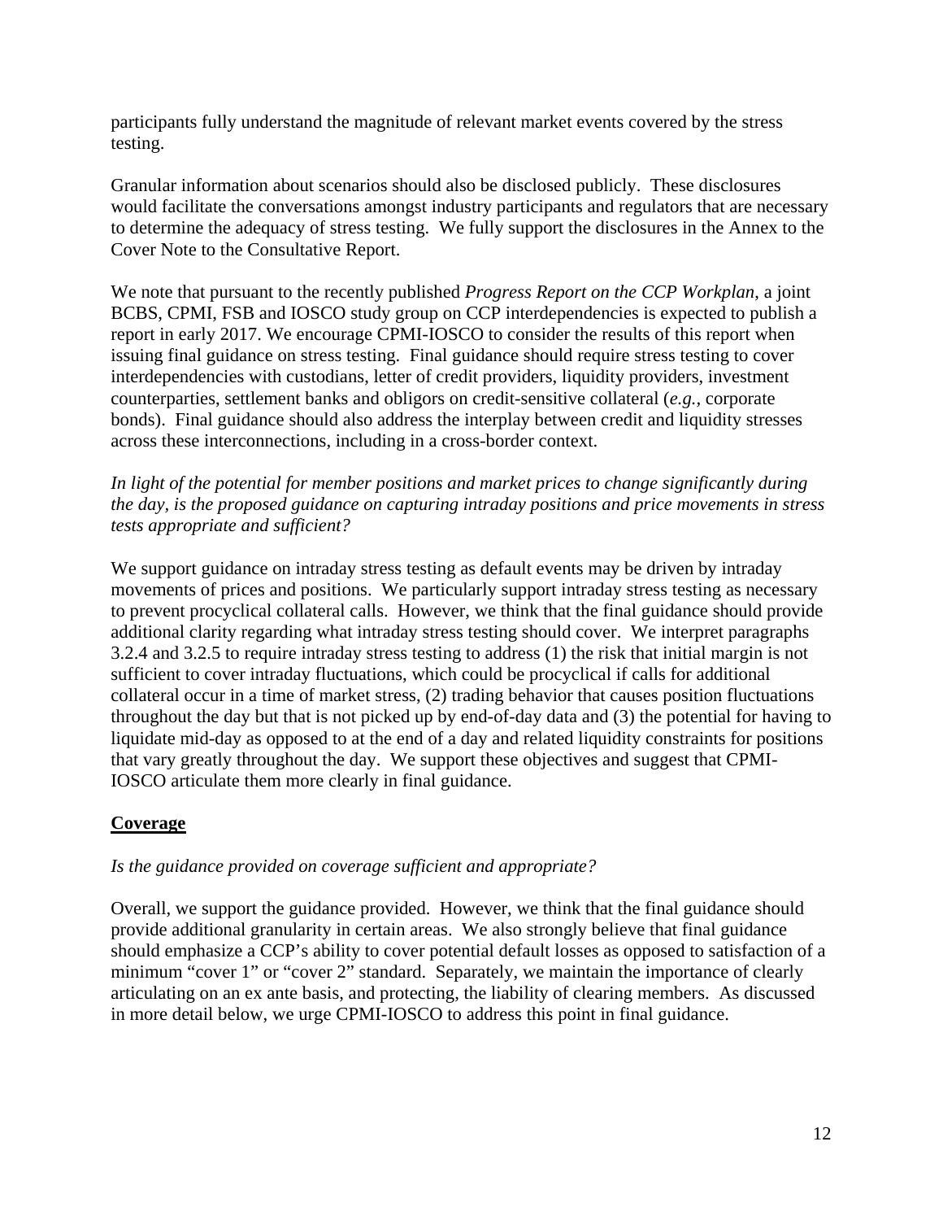participants fully understand the magnitude of relevant market events covered by the stress testing.

Granular information about scenarios should also be disclosed publicly. These disclosures would facilitate the conversations amongst industry participants and regulators that are necessary to determine the adequacy of stress testing. We fully support the disclosures in the Annex to the Cover Note to the Consultative Report.

We note that pursuant to the recently published *Progress Report on the CCP Workplan*, a joint BCBS, CPMI, FSB and IOSCO study group on CCP interdependencies is expected to publish a report in early 2017. We encourage CPMI-IOSCO to consider the results of this report when issuing final guidance on stress testing. Final guidance should require stress testing to cover interdependencies with custodians, letter of credit providers, liquidity providers, investment counterparties, settlement banks and obligors on credit-sensitive collateral (*e.g.*, corporate bonds). Final guidance should also address the interplay between credit and liquidity stresses across these interconnections, including in a cross-border context.

*In light of the potential for member positions and market prices to change significantly during the day, is the proposed guidance on capturing intraday positions and price movements in stress tests appropriate and sufficient?*

We support guidance on intraday stress testing as default events may be driven by intraday movements of prices and positions. We particularly support intraday stress testing as necessary to prevent procyclical collateral calls. However, we think that the final guidance should provide additional clarity regarding what intraday stress testing should cover. We interpret paragraphs 3.2.4 and 3.2.5 to require intraday stress testing to address (1) the risk that initial margin is not sufficient to cover intraday fluctuations, which could be procyclical if calls for additional collateral occur in a time of market stress, (2) trading behavior that causes position fluctuations throughout the day but that is not picked up by end-of-day data and (3) the potential for having to liquidate mid-day as opposed to at the end of a day and related liquidity constraints for positions that vary greatly throughout the day. We support these objectives and suggest that CPMI-IOSCO articulate them more clearly in final guidance.

## Coverage

*Is the guidance provided on coverage sufficient and appropriate?*

Overall, we support the guidance provided. However, we think that the final guidance should provide additional granularity in certain areas. We also strongly believe that final guidance should emphasize a CCP's ability to cover potential default losses as opposed to satisfaction of a minimum "cover 1" or "cover 2" standard. Separately, we maintain the importance of clearly articulating on an ex ante basis, and protecting, the liability of clearing members. As discussed in more detail below, we urge CPMI-IOSCO to address this point in final guidance.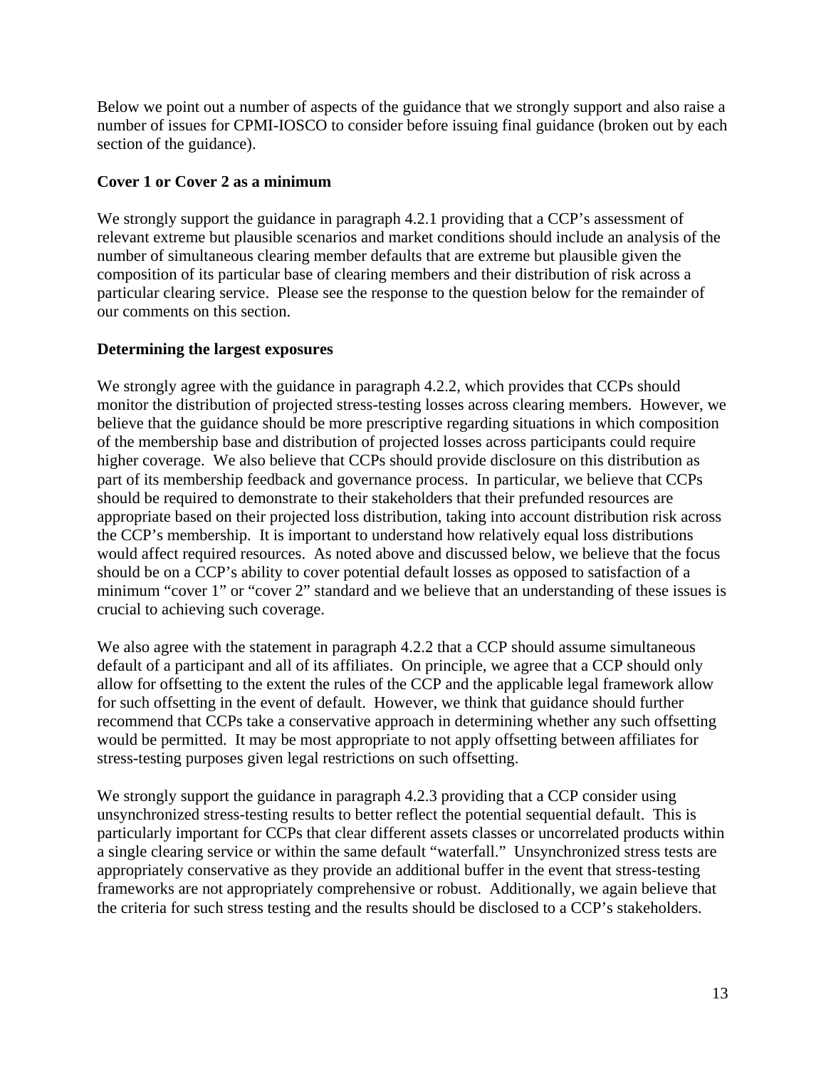Below we point out a number of aspects of the guidance that we strongly support and also raise a number of issues for CPMI-IOSCO to consider before issuing final guidance (broken out by each section of the guidance).

**Cover 1 or Cover 2 as a minimum**

We strongly support the guidance in paragraph 4.2.1 providing that a CCP's assessment of relevant extreme but plausible scenarios and market conditions should include an analysis of the number of simultaneous clearing member defaults that are extreme but plausible given the composition of its particular base of clearing members and their distribution of risk across a particular clearing service. Please see the response to the question below for the remainder of our comments on this section.

**Determining the largest exposures**

We strongly agree with the guidance in paragraph 4.2.2, which provides that CCPs should monitor the distribution of projected stress-testing losses across clearing members. However, we believe that the guidance should be more prescriptive regarding situations in which composition of the membership base and distribution of projected losses across participants could require higher coverage. We also believe that CCPs should provide disclosure on this distribution as part of its membership feedback and governance process. In particular, we believe that CCPs should be required to demonstrate to their stakeholders that their prefunded resources are appropriate based on their projected loss distribution, taking into account distribution risk across the CCP's membership. It is important to understand how relatively equal loss distributions would affect required resources. As noted above and discussed below, we believe that the focus should be on a CCP's ability to cover potential default losses as opposed to satisfaction of a minimum "cover 1" or "cover 2" standard and we believe that an understanding of these issues is crucial to achieving such coverage.

We also agree with the statement in paragraph 4.2.2 that a CCP should assume simultaneous default of a participant and all of its affiliates. On principle, we agree that a CCP should only allow for offsetting to the extent the rules of the CCP and the applicable legal framework allow for such offsetting in the event of default. However, we think that guidance should further recommend that CCPs take a conservative approach in determining whether any such offsetting would be permitted. It may be most appropriate to not apply offsetting between affiliates for stress-testing purposes given legal restrictions on such offsetting.

We strongly support the guidance in paragraph 4.2.3 providing that a CCP consider using unsynchronized stress-testing results to better reflect the potential sequential default. This is particularly important for CCPs that clear different assets classes or uncorrelated products within a single clearing service or within the same default "waterfall." Unsynchronized stress tests are appropriately conservative as they provide an additional buffer in the event that stress-testing frameworks are not appropriately comprehensive or robust. Additionally, we again believe that the criteria for such stress testing and the results should be disclosed to a CCP's stakeholders.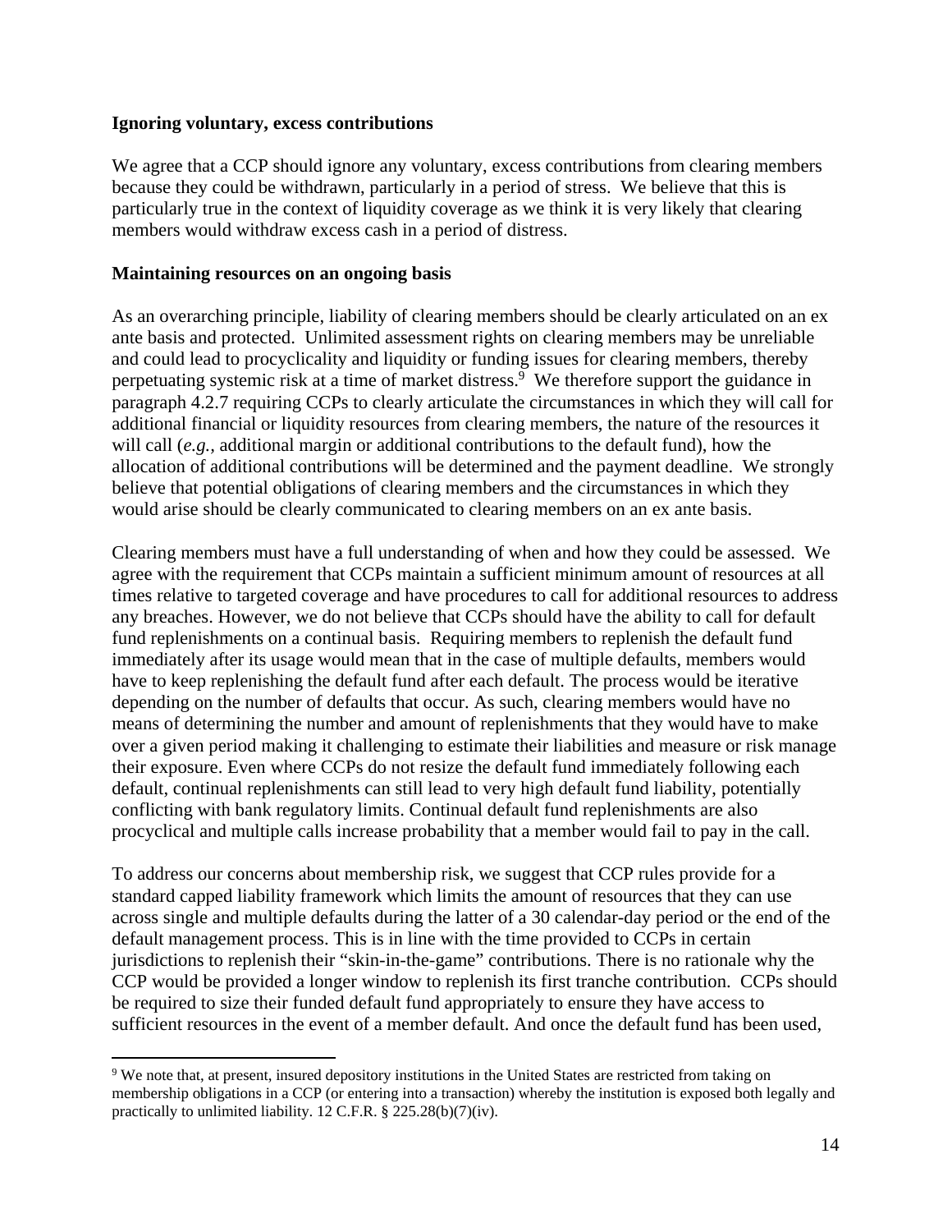**Ignoring voluntary, excess contributions**

We agree that a CCP should ignore any voluntary, excess contributions from clearing members because they could be withdrawn, particularly in a period of stress. We believe that this is particularly true in the context of liquidity coverage as we think it is very likely that clearing members would withdraw excess cash in a period of distress.

**Maintaining resources on an ongoing basis**

As an overarching principle, liability of clearing members should be clearly articulated on an ex ante basis and protected. Unlimited assessment rights on clearing members may be unreliable and could lead to procyclicality and liquidity or funding issues for clearing members, thereby perpetuating systemic risk at a time of market distress.[9] We therefore support the guidance in paragraph 4.2.7 requiring CCPs to clearly articulate the circumstances in which they will call for additional financial or liquidity resources from clearing members, the nature of the resources it will call (*e.g.,* additional margin or additional contributions to the default fund), how the allocation of additional contributions will be determined and the payment deadline. We strongly believe that potential obligations of clearing members and the circumstances in which they would arise should be clearly communicated to clearing members on an ex ante basis.

Clearing members must have a full understanding of when and how they could be assessed. We agree with the requirement that CCPs maintain a sufficient minimum amount of resources at all times relative to targeted coverage and have procedures to call for additional resources to address any breaches. However, we do not believe that CCPs should have the ability to call for default fund replenishments on a continual basis. Requiring members to replenish the default fund immediately after its usage would mean that in the case of multiple defaults, members would have to keep replenishing the default fund after each default. The process would be iterative depending on the number of defaults that occur. As such, clearing members would have no means of determining the number and amount of replenishments that they would have to make over a given period making it challenging to estimate their liabilities and measure or risk manage their exposure. Even where CCPs do not resize the default fund immediately following each default, continual replenishments can still lead to very high default fund liability, potentially conflicting with bank regulatory limits. Continual default fund replenishments are also procyclical and multiple calls increase probability that a member would fail to pay in the call.

To address our concerns about membership risk, we suggest that CCP rules provide for a standard capped liability framework which limits the amount of resources that they can use across single and multiple defaults during the latter of a 30 calendar-day period or the end of the default management process. This is in line with the time provided to CCPs in certain jurisdictions to replenish their "skin-in-the-game" contributions. There is no rationale why the CCP would be provided a longer window to replenish its first tranche contribution. CCPs should be required to size their funded default fund appropriately to ensure they have access to sufficient resources in the event of a member default. And once the default fund has been used,

[9] We note that, at present, insured depository institutions in the United States are restricted from taking on membership obligations in a CCP (or entering into a transaction) whereby the institution is exposed both legally and practically to unlimited liability. 12 C.F.R. § 225.28(b)(7)(iv).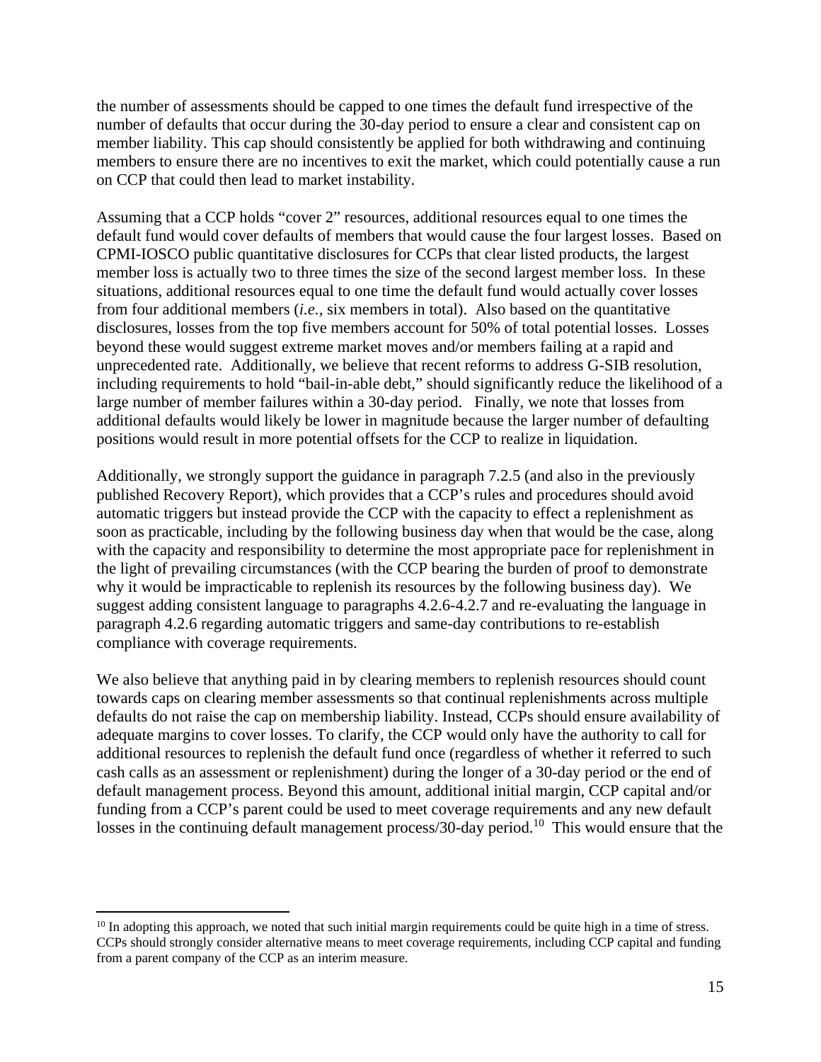the number of assessments should be capped to one times the default fund irrespective of the number of defaults that occur during the 30-day period to ensure a clear and consistent cap on member liability. This cap should consistently be applied for both withdrawing and continuing members to ensure there are no incentives to exit the market, which could potentially cause a run on CCP that could then lead to market instability.

Assuming that a CCP holds "cover 2" resources, additional resources equal to one times the default fund would cover defaults of members that would cause the four largest losses. Based on CPMI-IOSCO public quantitative disclosures for CCPs that clear listed products, the largest member loss is actually two to three times the size of the second largest member loss. In these situations, additional resources equal to one time the default fund would actually cover losses from four additional members (*i.e.*, six members in total). Also based on the quantitative disclosures, losses from the top five members account for 50% of total potential losses. Losses beyond these would suggest extreme market moves and/or members failing at a rapid and unprecedented rate. Additionally, we believe that recent reforms to address G-SIB resolution, including requirements to hold "bail-in-able debt," should significantly reduce the likelihood of a large number of member failures within a 30-day period. Finally, we note that losses from additional defaults would likely be lower in magnitude because the larger number of defaulting positions would result in more potential offsets for the CCP to realize in liquidation.

Additionally, we strongly support the guidance in paragraph 7.2.5 (and also in the previously published Recovery Report), which provides that a CCP's rules and procedures should avoid automatic triggers but instead provide the CCP with the capacity to effect a replenishment as soon as practicable, including by the following business day when that would be the case, along with the capacity and responsibility to determine the most appropriate pace for replenishment in the light of prevailing circumstances (with the CCP bearing the burden of proof to demonstrate why it would be impracticable to replenish its resources by the following business day). We suggest adding consistent language to paragraphs 4.2.6-4.2.7 and re-evaluating the language in paragraph 4.2.6 regarding automatic triggers and same-day contributions to re-establish compliance with coverage requirements.

We also believe that anything paid in by clearing members to replenish resources should count towards caps on clearing member assessments so that continual replenishments across multiple defaults do not raise the cap on membership liability. Instead, CCPs should ensure availability of adequate margins to cover losses. To clarify, the CCP would only have the authority to call for additional resources to replenish the default fund once (regardless of whether it referred to such cash calls as an assessment or replenishment) during the longer of a 30-day period or the end of default management process. Beyond this amount, additional initial margin, CCP capital and/or funding from a CCP's parent could be used to meet coverage requirements and any new default losses in the continuing default management process/30-day period.[10] This would ensure that the

[10] In adopting this approach, we noted that such initial margin requirements could be quite high in a time of stress. CCPs should strongly consider alternative means to meet coverage requirements, including CCP capital and funding from a parent company of the CCP as an interim measure.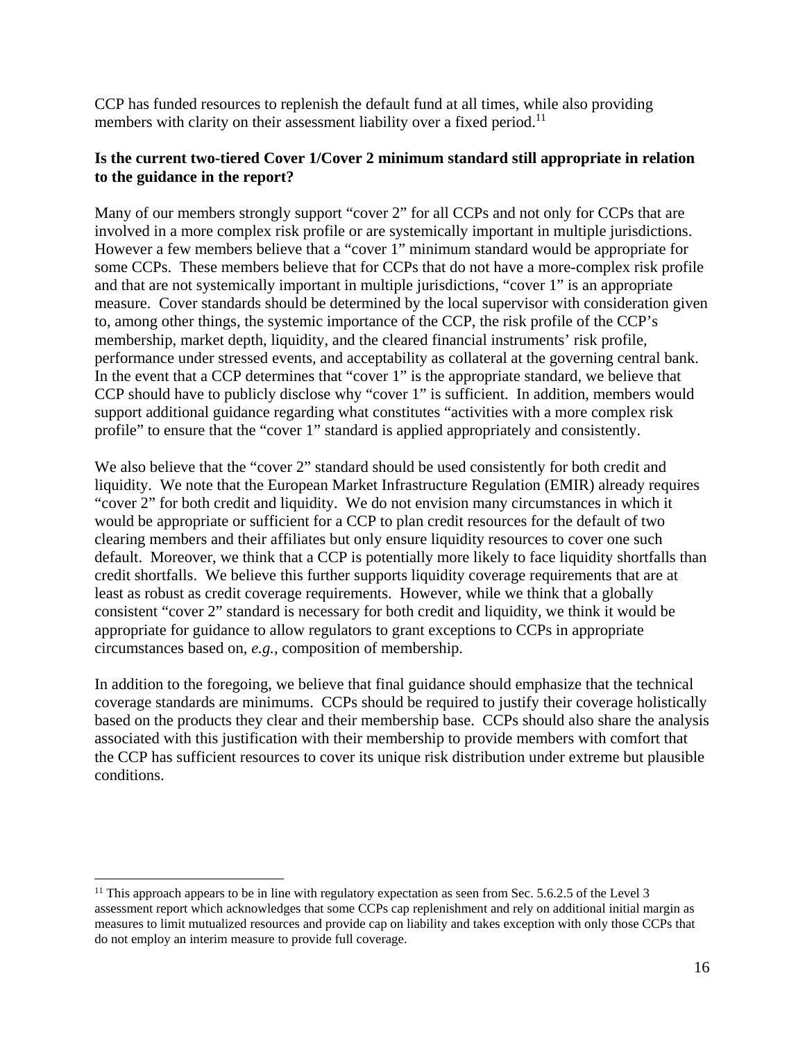CCP has funded resources to replenish the default fund at all times, while also providing members with clarity on their assessment liability over a fixed period.[11]

**Is the current two-tiered Cover 1/Cover 2 minimum standard still appropriate in relation to the guidance in the report?**

Many of our members strongly support "cover 2" for all CCPs and not only for CCPs that are involved in a more complex risk profile or are systemically important in multiple jurisdictions. However a few members believe that a "cover 1" minimum standard would be appropriate for some CCPs. These members believe that for CCPs that do not have a more-complex risk profile and that are not systemically important in multiple jurisdictions, "cover 1" is an appropriate measure. Cover standards should be determined by the local supervisor with consideration given to, among other things, the systemic importance of the CCP, the risk profile of the CCP's membership, market depth, liquidity, and the cleared financial instruments' risk profile, performance under stressed events, and acceptability as collateral at the governing central bank. In the event that a CCP determines that "cover 1" is the appropriate standard, we believe that CCP should have to publicly disclose why "cover 1" is sufficient. In addition, members would support additional guidance regarding what constitutes "activities with a more complex risk profile" to ensure that the "cover 1" standard is applied appropriately and consistently.

We also believe that the "cover 2" standard should be used consistently for both credit and liquidity. We note that the European Market Infrastructure Regulation (EMIR) already requires "cover 2" for both credit and liquidity. We do not envision many circumstances in which it would be appropriate or sufficient for a CCP to plan credit resources for the default of two clearing members and their affiliates but only ensure liquidity resources to cover one such default. Moreover, we think that a CCP is potentially more likely to face liquidity shortfalls than credit shortfalls. We believe this further supports liquidity coverage requirements that are at least as robust as credit coverage requirements. However, while we think that a globally consistent "cover 2" standard is necessary for both credit and liquidity, we think it would be appropriate for guidance to allow regulators to grant exceptions to CCPs in appropriate circumstances based on, *e.g.,* composition of membership.

In addition to the foregoing, we believe that final guidance should emphasize that the technical coverage standards are minimums. CCPs should be required to justify their coverage holistically based on the products they clear and their membership base. CCPs should also share the analysis associated with this justification with their membership to provide members with comfort that the CCP has sufficient resources to cover its unique risk distribution under extreme but plausible conditions.

---

[11] This approach appears to be in line with regulatory expectation as seen from Sec. 5.6.2.5 of the Level 3 assessment report which acknowledges that some CCPs cap replenishment and rely on additional initial margin as measures to limit mutualized resources and provide cap on liability and takes exception with only those CCPs that do not employ an interim measure to provide full coverage.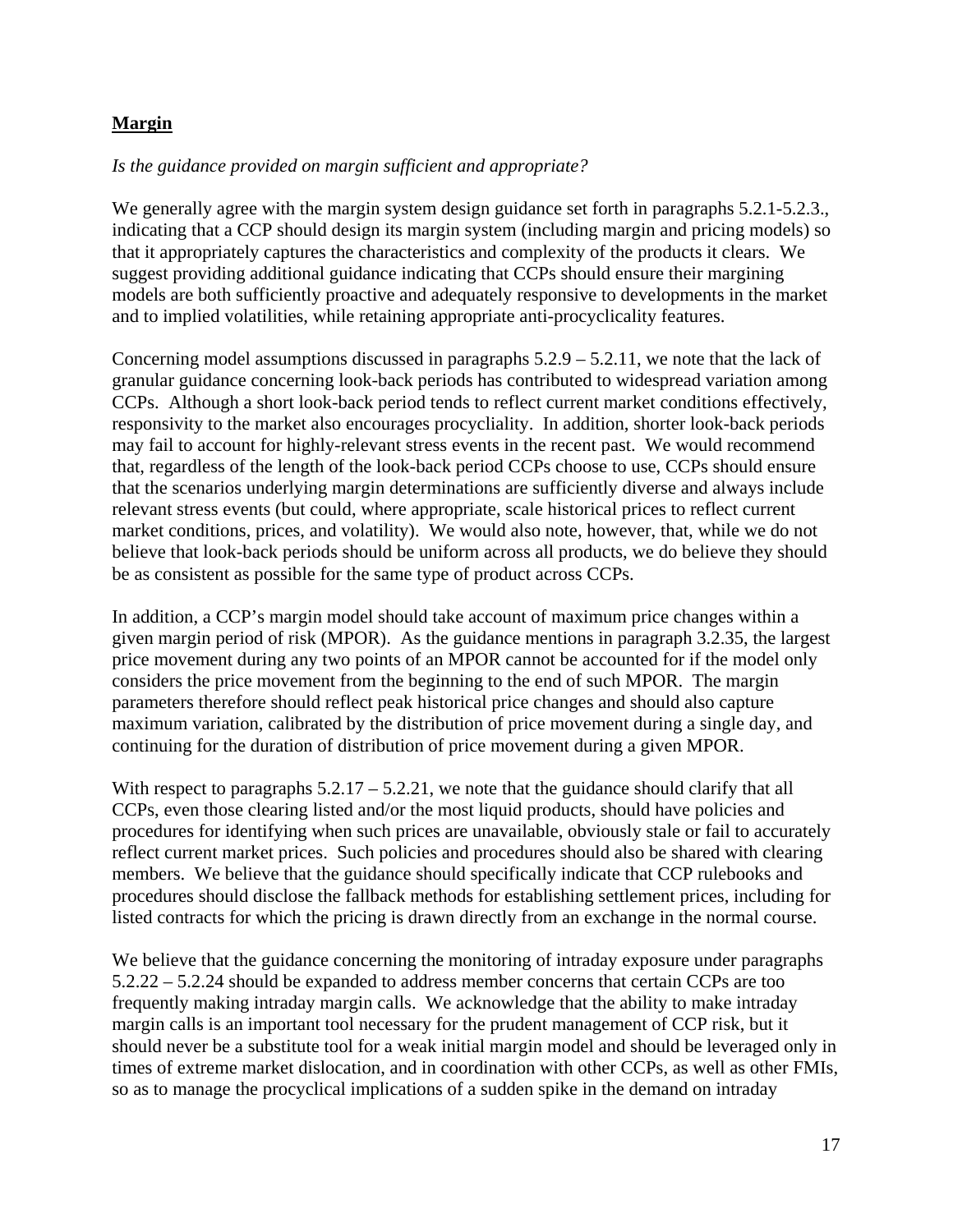**Margin**

*Is the guidance provided on margin sufficient and appropriate?*

We generally agree with the margin system design guidance set forth in paragraphs 5.2.1-5.2.3., indicating that a CCP should design its margin system (including margin and pricing models) so that it appropriately captures the characteristics and complexity of the products it clears. We suggest providing additional guidance indicating that CCPs should ensure their margining models are both sufficiently proactive and adequately responsive to developments in the market and to implied volatilities, while retaining appropriate anti-procyclicality features.

Concerning model assumptions discussed in paragraphs 5.2.9 – 5.2.11, we note that the lack of granular guidance concerning look-back periods has contributed to widespread variation among CCPs. Although a short look-back period tends to reflect current market conditions effectively, responsivity to the market also encourages procycliality. In addition, shorter look-back periods may fail to account for highly-relevant stress events in the recent past. We would recommend that, regardless of the length of the look-back period CCPs choose to use, CCPs should ensure that the scenarios underlying margin determinations are sufficiently diverse and always include relevant stress events (but could, where appropriate, scale historical prices to reflect current market conditions, prices, and volatility). We would also note, however, that, while we do not believe that look-back periods should be uniform across all products, we do believe they should be as consistent as possible for the same type of product across CCPs.

In addition, a CCP's margin model should take account of maximum price changes within a given margin period of risk (MPOR). As the guidance mentions in paragraph 3.2.35, the largest price movement during any two points of an MPOR cannot be accounted for if the model only considers the price movement from the beginning to the end of such MPOR. The margin parameters therefore should reflect peak historical price changes and should also capture maximum variation, calibrated by the distribution of price movement during a single day, and continuing for the duration of distribution of price movement during a given MPOR.

With respect to paragraphs 5.2.17 – 5.2.21, we note that the guidance should clarify that all CCPs, even those clearing listed and/or the most liquid products, should have policies and procedures for identifying when such prices are unavailable, obviously stale or fail to accurately reflect current market prices. Such policies and procedures should also be shared with clearing members. We believe that the guidance should specifically indicate that CCP rulebooks and procedures should disclose the fallback methods for establishing settlement prices, including for listed contracts for which the pricing is drawn directly from an exchange in the normal course.

We believe that the guidance concerning the monitoring of intraday exposure under paragraphs 5.2.22 – 5.2.24 should be expanded to address member concerns that certain CCPs are too frequently making intraday margin calls. We acknowledge that the ability to make intraday margin calls is an important tool necessary for the prudent management of CCP risk, but it should never be a substitute tool for a weak initial margin model and should be leveraged only in times of extreme market dislocation, and in coordination with other CCPs, as well as other FMIs, so as to manage the procyclical implications of a sudden spike in the demand on intraday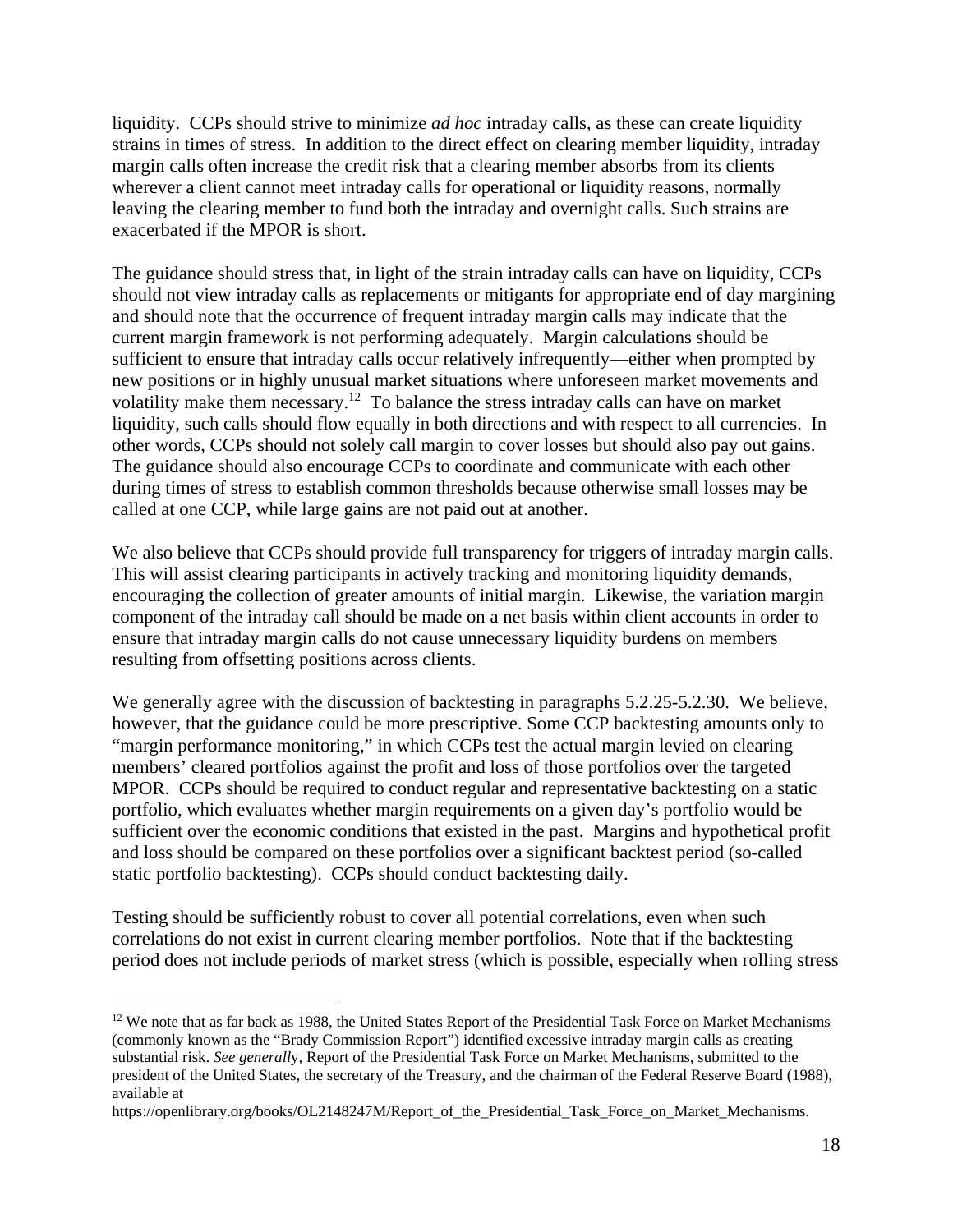liquidity. CCPs should strive to minimize *ad hoc* intraday calls, as these can create liquidity strains in times of stress. In addition to the direct effect on clearing member liquidity, intraday margin calls often increase the credit risk that a clearing member absorbs from its clients wherever a client cannot meet intraday calls for operational or liquidity reasons, normally leaving the clearing member to fund both the intraday and overnight calls. Such strains are exacerbated if the MPOR is short.

The guidance should stress that, in light of the strain intraday calls can have on liquidity, CCPs should not view intraday calls as replacements or mitigants for appropriate end of day margining and should note that the occurrence of frequent intraday margin calls may indicate that the current margin framework is not performing adequately. Margin calculations should be sufficient to ensure that intraday calls occur relatively infrequently—either when prompted by new positions or in highly unusual market situations where unforeseen market movements and volatility make them necessary.[12] To balance the stress intraday calls can have on market liquidity, such calls should flow equally in both directions and with respect to all currencies. In other words, CCPs should not solely call margin to cover losses but should also pay out gains. The guidance should also encourage CCPs to coordinate and communicate with each other during times of stress to establish common thresholds because otherwise small losses may be called at one CCP, while large gains are not paid out at another.

We also believe that CCPs should provide full transparency for triggers of intraday margin calls. This will assist clearing participants in actively tracking and monitoring liquidity demands, encouraging the collection of greater amounts of initial margin. Likewise, the variation margin component of the intraday call should be made on a net basis within client accounts in order to ensure that intraday margin calls do not cause unnecessary liquidity burdens on members resulting from offsetting positions across clients.

We generally agree with the discussion of backtesting in paragraphs 5.2.25-5.2.30. We believe, however, that the guidance could be more prescriptive. Some CCP backtesting amounts only to "margin performance monitoring," in which CCPs test the actual margin levied on clearing members' cleared portfolios against the profit and loss of those portfolios over the targeted MPOR. CCPs should be required to conduct regular and representative backtesting on a static portfolio, which evaluates whether margin requirements on a given day's portfolio would be sufficient over the economic conditions that existed in the past. Margins and hypothetical profit and loss should be compared on these portfolios over a significant backtest period (so-called static portfolio backtesting). CCPs should conduct backtesting daily.

Testing should be sufficiently robust to cover all potential correlations, even when such correlations do not exist in current clearing member portfolios. Note that if the backtesting period does not include periods of market stress (which is possible, especially when rolling stress

---

[12] We note that as far back as 1988, the United States Report of the Presidential Task Force on Market Mechanisms (commonly known as the "Brady Commission Report") identified excessive intraday margin calls as creating substantial risk. *See generally*, Report of the Presidential Task Force on Market Mechanisms, submitted to the president of the United States, the secretary of the Treasury, and the chairman of the Federal Reserve Board (1988), available at https://openlibrary.org/books/OL2148247M/Report_of_the_Presidential_Task_Force_on_Market_Mechanisms.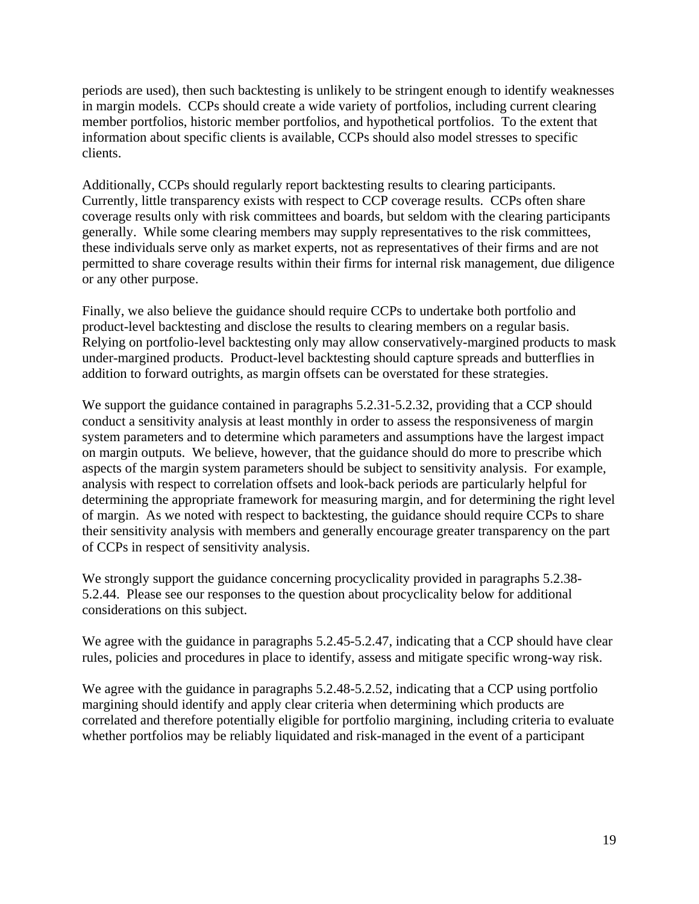periods are used), then such backtesting is unlikely to be stringent enough to identify weaknesses in margin models. CCPs should create a wide variety of portfolios, including current clearing member portfolios, historic member portfolios, and hypothetical portfolios. To the extent that information about specific clients is available, CCPs should also model stresses to specific clients.

Additionally, CCPs should regularly report backtesting results to clearing participants. Currently, little transparency exists with respect to CCP coverage results. CCPs often share coverage results only with risk committees and boards, but seldom with the clearing participants generally. While some clearing members may supply representatives to the risk committees, these individuals serve only as market experts, not as representatives of their firms and are not permitted to share coverage results within their firms for internal risk management, due diligence or any other purpose.

Finally, we also believe the guidance should require CCPs to undertake both portfolio and product-level backtesting and disclose the results to clearing members on a regular basis. Relying on portfolio-level backtesting only may allow conservatively-margined products to mask under-margined products. Product-level backtesting should capture spreads and butterflies in addition to forward outrights, as margin offsets can be overstated for these strategies.

We support the guidance contained in paragraphs 5.2.31-5.2.32, providing that a CCP should conduct a sensitivity analysis at least monthly in order to assess the responsiveness of margin system parameters and to determine which parameters and assumptions have the largest impact on margin outputs. We believe, however, that the guidance should do more to prescribe which aspects of the margin system parameters should be subject to sensitivity analysis. For example, analysis with respect to correlation offsets and look-back periods are particularly helpful for determining the appropriate framework for measuring margin, and for determining the right level of margin. As we noted with respect to backtesting, the guidance should require CCPs to share their sensitivity analysis with members and generally encourage greater transparency on the part of CCPs in respect of sensitivity analysis.

We strongly support the guidance concerning procyclicality provided in paragraphs 5.2.38-5.2.44. Please see our responses to the question about procyclicality below for additional considerations on this subject.

We agree with the guidance in paragraphs 5.2.45-5.2.47, indicating that a CCP should have clear rules, policies and procedures in place to identify, assess and mitigate specific wrong-way risk.

We agree with the guidance in paragraphs 5.2.48-5.2.52, indicating that a CCP using portfolio margining should identify and apply clear criteria when determining which products are correlated and therefore potentially eligible for portfolio margining, including criteria to evaluate whether portfolios may be reliably liquidated and risk-managed in the event of a participant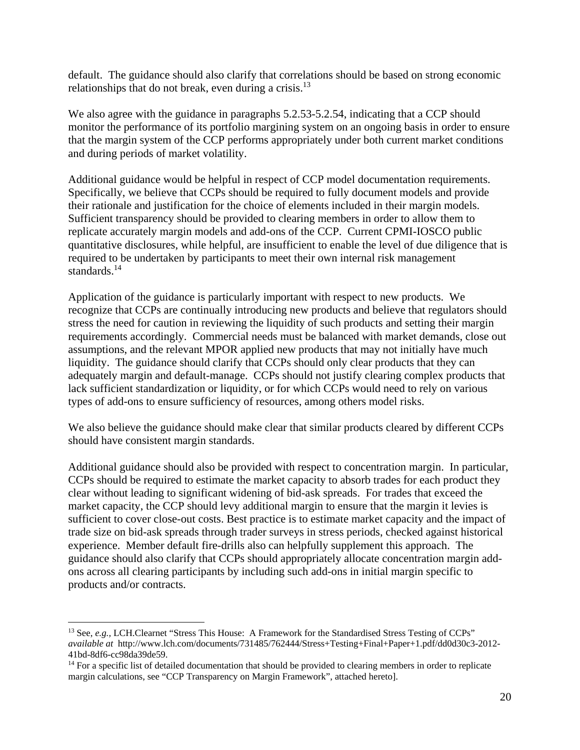default. The guidance should also clarify that correlations should be based on strong economic relationships that do not break, even during a crisis.[13]

We also agree with the guidance in paragraphs 5.2.53-5.2.54, indicating that a CCP should monitor the performance of its portfolio margining system on an ongoing basis in order to ensure that the margin system of the CCP performs appropriately under both current market conditions and during periods of market volatility.

Additional guidance would be helpful in respect of CCP model documentation requirements. Specifically, we believe that CCPs should be required to fully document models and provide their rationale and justification for the choice of elements included in their margin models. Sufficient transparency should be provided to clearing members in order to allow them to replicate accurately margin models and add-ons of the CCP. Current CPMI-IOSCO public quantitative disclosures, while helpful, are insufficient to enable the level of due diligence that is required to be undertaken by participants to meet their own internal risk management standards.[14]

Application of the guidance is particularly important with respect to new products. We recognize that CCPs are continually introducing new products and believe that regulators should stress the need for caution in reviewing the liquidity of such products and setting their margin requirements accordingly. Commercial needs must be balanced with market demands, close out assumptions, and the relevant MPOR applied new products that may not initially have much liquidity. The guidance should clarify that CCPs should only clear products that they can adequately margin and default-manage. CCPs should not justify clearing complex products that lack sufficient standardization or liquidity, or for which CCPs would need to rely on various types of add-ons to ensure sufficiency of resources, among others model risks.

We also believe the guidance should make clear that similar products cleared by different CCPs should have consistent margin standards.

Additional guidance should also be provided with respect to concentration margin. In particular, CCPs should be required to estimate the market capacity to absorb trades for each product they clear without leading to significant widening of bid-ask spreads. For trades that exceed the market capacity, the CCP should levy additional margin to ensure that the margin it levies is sufficient to cover close-out costs. Best practice is to estimate market capacity and the impact of trade size on bid-ask spreads through trader surveys in stress periods, checked against historical experience. Member default fire-drills also can helpfully supplement this approach. The guidance should also clarify that CCPs should appropriately allocate concentration margin add-ons across all clearing participants by including such add-ons in initial margin specific to products and/or contracts.

---

[13] See, *e.g.*, LCH.Clearnet "Stress This House: A Framework for the Standardised Stress Testing of CCPs" *available at* http://www.lch.com/documents/731485/762444/Stress+Testing+Final+Paper+1.pdf/dd0d30c3-2012-41bd-8df6-cc98da39de59.

[14] For a specific list of detailed documentation that should be provided to clearing members in order to replicate margin calculations, see "CCP Transparency on Margin Framework", attached hereto].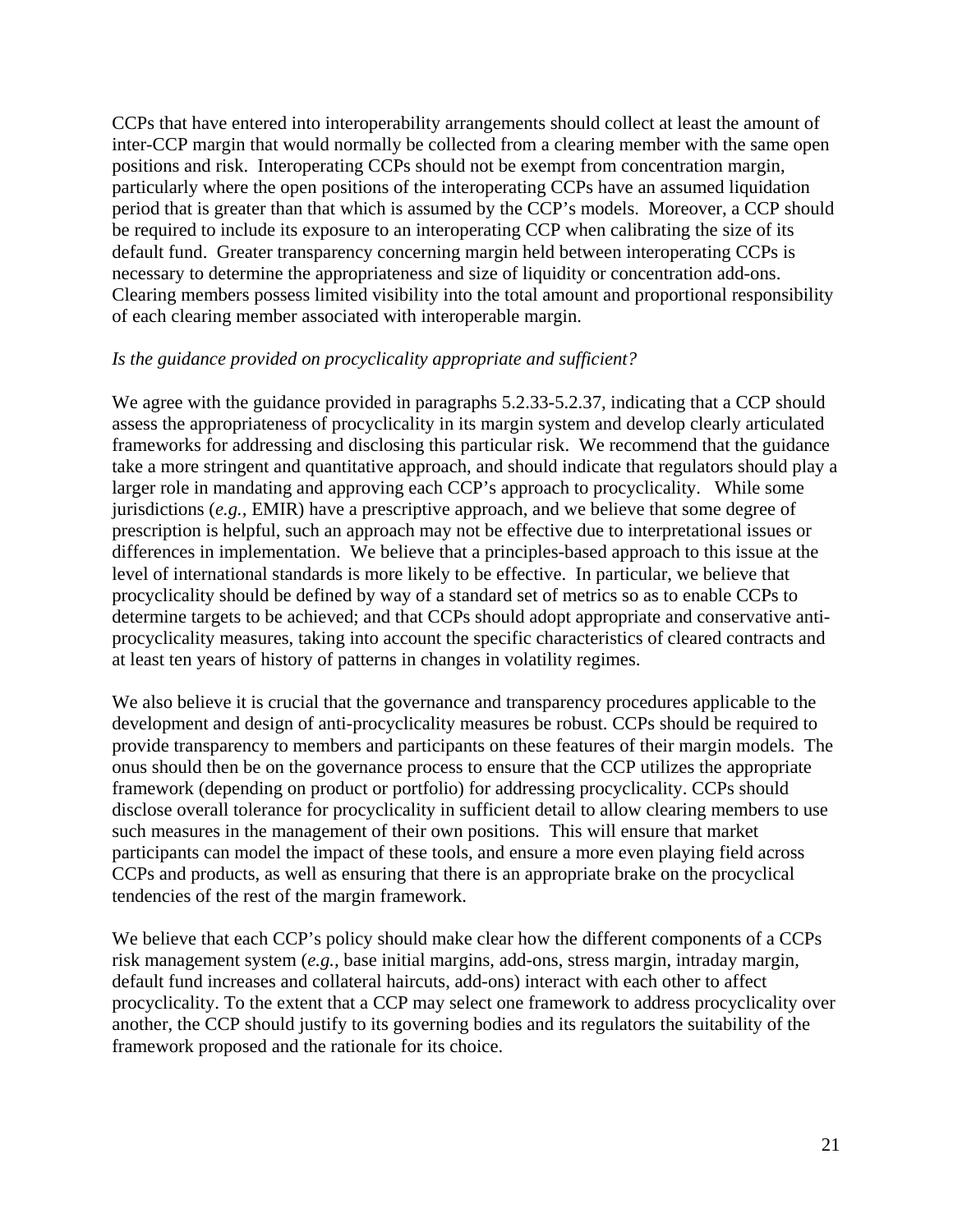CCPs that have entered into interoperability arrangements should collect at least the amount of inter-CCP margin that would normally be collected from a clearing member with the same open positions and risk. Interoperating CCPs should not be exempt from concentration margin, particularly where the open positions of the interoperating CCPs have an assumed liquidation period that is greater than that which is assumed by the CCP's models. Moreover, a CCP should be required to include its exposure to an interoperating CCP when calibrating the size of its default fund. Greater transparency concerning margin held between interoperating CCPs is necessary to determine the appropriateness and size of liquidity or concentration add-ons. Clearing members possess limited visibility into the total amount and proportional responsibility of each clearing member associated with interoperable margin.

*Is the guidance provided on procyclicality appropriate and sufficient?*

We agree with the guidance provided in paragraphs 5.2.33-5.2.37, indicating that a CCP should assess the appropriateness of procyclicality in its margin system and develop clearly articulated frameworks for addressing and disclosing this particular risk. We recommend that the guidance take a more stringent and quantitative approach, and should indicate that regulators should play a larger role in mandating and approving each CCP's approach to procyclicality. While some jurisdictions (*e.g.*, EMIR) have a prescriptive approach, and we believe that some degree of prescription is helpful, such an approach may not be effective due to interpretational issues or differences in implementation. We believe that a principles-based approach to this issue at the level of international standards is more likely to be effective. In particular, we believe that procyclicality should be defined by way of a standard set of metrics so as to enable CCPs to determine targets to be achieved; and that CCPs should adopt appropriate and conservative anti-procyclicality measures, taking into account the specific characteristics of cleared contracts and at least ten years of history of patterns in changes in volatility regimes.

We also believe it is crucial that the governance and transparency procedures applicable to the development and design of anti-procyclicality measures be robust. CCPs should be required to provide transparency to members and participants on these features of their margin models. The onus should then be on the governance process to ensure that the CCP utilizes the appropriate framework (depending on product or portfolio) for addressing procyclicality. CCPs should disclose overall tolerance for procyclicality in sufficient detail to allow clearing members to use such measures in the management of their own positions. This will ensure that market participants can model the impact of these tools, and ensure a more even playing field across CCPs and products, as well as ensuring that there is an appropriate brake on the procyclical tendencies of the rest of the margin framework.

We believe that each CCP's policy should make clear how the different components of a CCPs risk management system (*e.g.*, base initial margins, add-ons, stress margin, intraday margin, default fund increases and collateral haircuts, add-ons) interact with each other to affect procyclicality. To the extent that a CCP may select one framework to address procyclicality over another, the CCP should justify to its governing bodies and its regulators the suitability of the framework proposed and the rationale for its choice.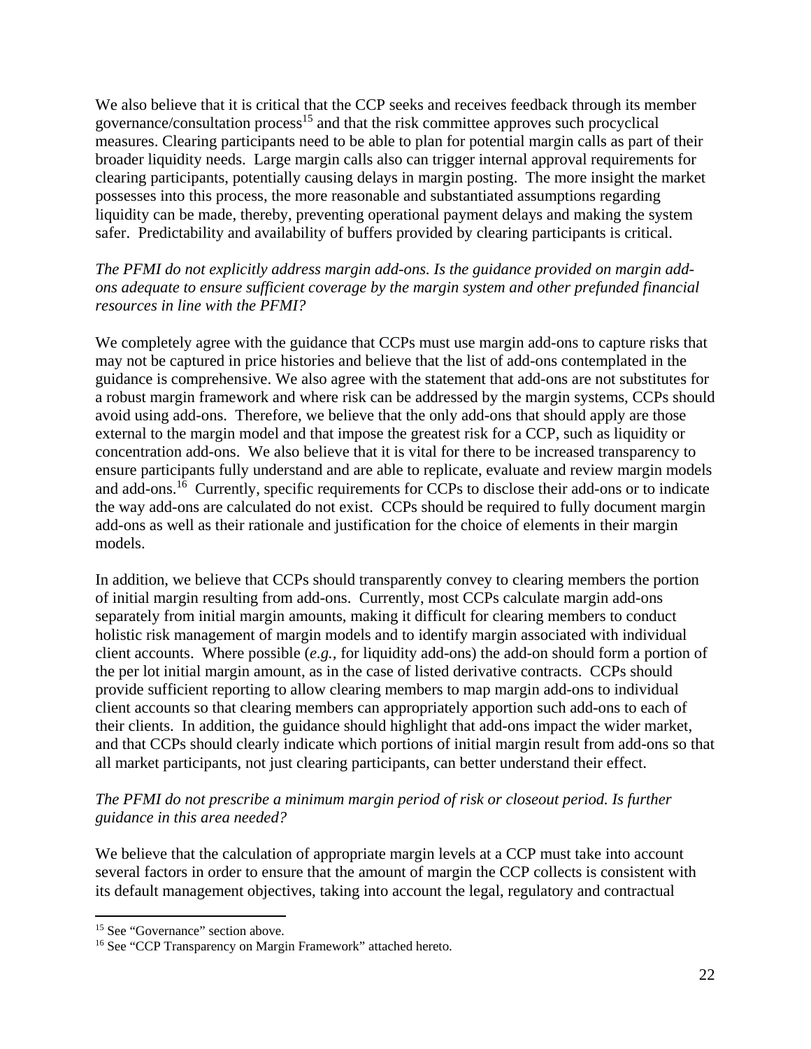We also believe that it is critical that the CCP seeks and receives feedback through its member governance/consultation process[15] and that the risk committee approves such procyclical measures. Clearing participants need to be able to plan for potential margin calls as part of their broader liquidity needs. Large margin calls also can trigger internal approval requirements for clearing participants, potentially causing delays in margin posting. The more insight the market possesses into this process, the more reasonable and substantiated assumptions regarding liquidity can be made, thereby, preventing operational payment delays and making the system safer. Predictability and availability of buffers provided by clearing participants is critical.

*The PFMI do not explicitly address margin add-ons. Is the guidance provided on margin add-ons adequate to ensure sufficient coverage by the margin system and other prefunded financial resources in line with the PFMI?*

We completely agree with the guidance that CCPs must use margin add-ons to capture risks that may not be captured in price histories and believe that the list of add-ons contemplated in the guidance is comprehensive. We also agree with the statement that add-ons are not substitutes for a robust margin framework and where risk can be addressed by the margin systems, CCPs should avoid using add-ons. Therefore, we believe that the only add-ons that should apply are those external to the margin model and that impose the greatest risk for a CCP, such as liquidity or concentration add-ons. We also believe that it is vital for there to be increased transparency to ensure participants fully understand and are able to replicate, evaluate and review margin models and add-ons.[16] Currently, specific requirements for CCPs to disclose their add-ons or to indicate the way add-ons are calculated do not exist. CCPs should be required to fully document margin add-ons as well as their rationale and justification for the choice of elements in their margin models.

In addition, we believe that CCPs should transparently convey to clearing members the portion of initial margin resulting from add-ons. Currently, most CCPs calculate margin add-ons separately from initial margin amounts, making it difficult for clearing members to conduct holistic risk management of margin models and to identify margin associated with individual client accounts. Where possible (*e.g.*, for liquidity add-ons) the add-on should form a portion of the per lot initial margin amount, as in the case of listed derivative contracts. CCPs should provide sufficient reporting to allow clearing members to map margin add-ons to individual client accounts so that clearing members can appropriately apportion such add-ons to each of their clients. In addition, the guidance should highlight that add-ons impact the wider market, and that CCPs should clearly indicate which portions of initial margin result from add-ons so that all market participants, not just clearing participants, can better understand their effect.

*The PFMI do not prescribe a minimum margin period of risk or closeout period. Is further guidance in this area needed?*

We believe that the calculation of appropriate margin levels at a CCP must take into account several factors in order to ensure that the amount of margin the CCP collects is consistent with its default management objectives, taking into account the legal, regulatory and contractual

[15] See "Governance" section above.

[16] See "CCP Transparency on Margin Framework" attached hereto.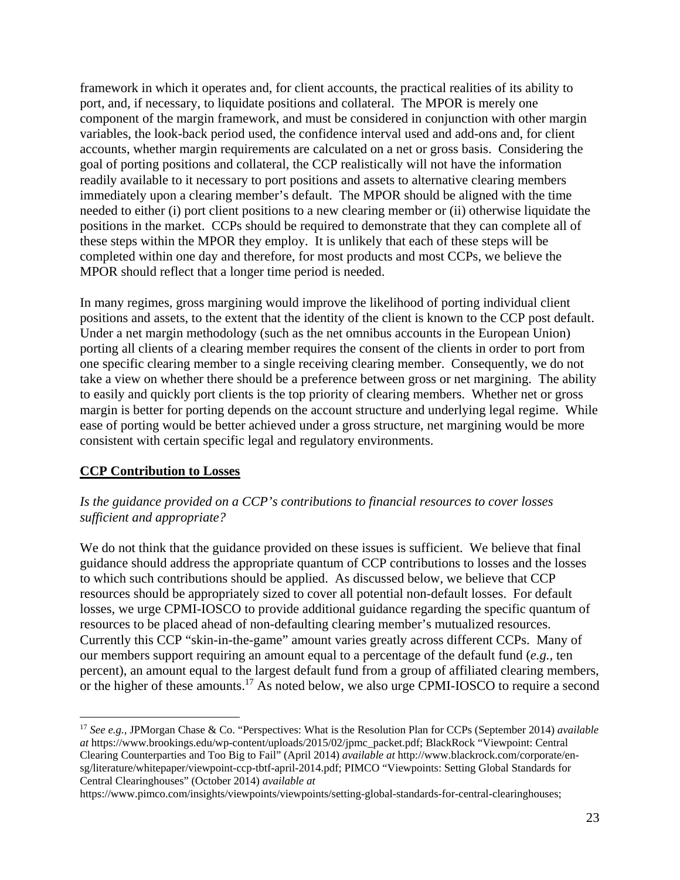framework in which it operates and, for client accounts, the practical realities of its ability to port, and, if necessary, to liquidate positions and collateral. The MPOR is merely one component of the margin framework, and must be considered in conjunction with other margin variables, the look-back period used, the confidence interval used and add-ons and, for client accounts, whether margin requirements are calculated on a net or gross basis. Considering the goal of porting positions and collateral, the CCP realistically will not have the information readily available to it necessary to port positions and assets to alternative clearing members immediately upon a clearing member's default. The MPOR should be aligned with the time needed to either (i) port client positions to a new clearing member or (ii) otherwise liquidate the positions in the market. CCPs should be required to demonstrate that they can complete all of these steps within the MPOR they employ. It is unlikely that each of these steps will be completed within one day and therefore, for most products and most CCPs, we believe the MPOR should reflect that a longer time period is needed.

In many regimes, gross margining would improve the likelihood of porting individual client positions and assets, to the extent that the identity of the client is known to the CCP post default. Under a net margin methodology (such as the net omnibus accounts in the European Union) porting all clients of a clearing member requires the consent of the clients in order to port from one specific clearing member to a single receiving clearing member. Consequently, we do not take a view on whether there should be a preference between gross or net margining. The ability to easily and quickly port clients is the top priority of clearing members. Whether net or gross margin is better for porting depends on the account structure and underlying legal regime. While ease of porting would be better achieved under a gross structure, net margining would be more consistent with certain specific legal and regulatory environments.

**CCP Contribution to Losses**

*Is the guidance provided on a CCP's contributions to financial resources to cover losses sufficient and appropriate?*

We do not think that the guidance provided on these issues is sufficient. We believe that final guidance should address the appropriate quantum of CCP contributions to losses and the losses to which such contributions should be applied. As discussed below, we believe that CCP resources should be appropriately sized to cover all potential non-default losses. For default losses, we urge CPMI-IOSCO to provide additional guidance regarding the specific quantum of resources to be placed ahead of non-defaulting clearing member's mutualized resources. Currently this CCP "skin-in-the-game" amount varies greatly across different CCPs. Many of our members support requiring an amount equal to a percentage of the default fund (*e.g.,* ten percent), an amount equal to the largest default fund from a group of affiliated clearing members, or the higher of these amounts.[17] As noted below, we also urge CPMI-IOSCO to require a second

---

[17] *See e.g.,* JPMorgan Chase & Co. "Perspectives: What is the Resolution Plan for CCPs (September 2014) *available at* https://www.brookings.edu/wp-content/uploads/2015/02/jpmc_packet.pdf; BlackRock "Viewpoint: Central Clearing Counterparties and Too Big to Fail" (April 2014) *available at* http://www.blackrock.com/corporate/en-sg/literature/whitepaper/viewpoint-ccp-tbtf-april-2014.pdf; PIMCO "Viewpoints: Setting Global Standards for Central Clearinghouses" (October 2014) *available at* https://www.pimco.com/insights/viewpoints/viewpoints/setting-global-standards-for-central-clearinghouses;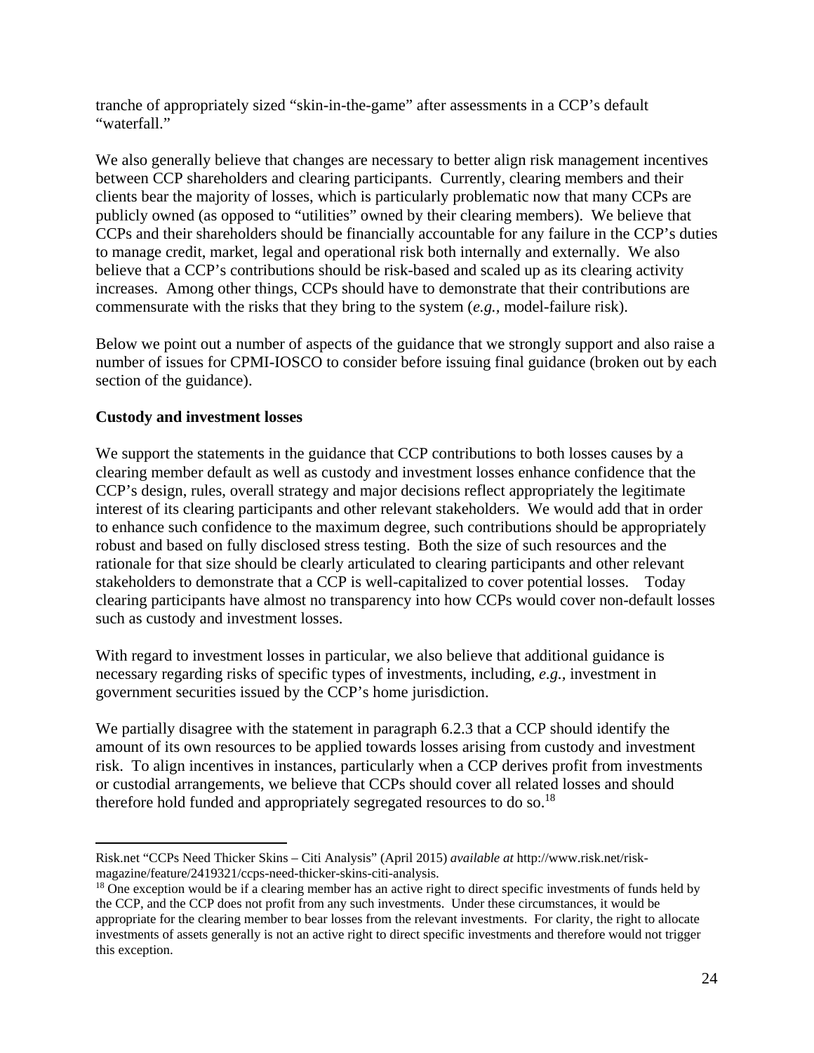tranche of appropriately sized "skin-in-the-game" after assessments in a CCP's default "waterfall."

We also generally believe that changes are necessary to better align risk management incentives between CCP shareholders and clearing participants. Currently, clearing members and their clients bear the majority of losses, which is particularly problematic now that many CCPs are publicly owned (as opposed to "utilities" owned by their clearing members). We believe that CCPs and their shareholders should be financially accountable for any failure in the CCP's duties to manage credit, market, legal and operational risk both internally and externally. We also believe that a CCP's contributions should be risk-based and scaled up as its clearing activity increases. Among other things, CCPs should have to demonstrate that their contributions are commensurate with the risks that they bring to the system (*e.g.*, model-failure risk).

Below we point out a number of aspects of the guidance that we strongly support and also raise a number of issues for CPMI-IOSCO to consider before issuing final guidance (broken out by each section of the guidance).

**Custody and investment losses**

We support the statements in the guidance that CCP contributions to both losses causes by a clearing member default as well as custody and investment losses enhance confidence that the CCP's design, rules, overall strategy and major decisions reflect appropriately the legitimate interest of its clearing participants and other relevant stakeholders. We would add that in order to enhance such confidence to the maximum degree, such contributions should be appropriately robust and based on fully disclosed stress testing. Both the size of such resources and the rationale for that size should be clearly articulated to clearing participants and other relevant stakeholders to demonstrate that a CCP is well-capitalized to cover potential losses. Today clearing participants have almost no transparency into how CCPs would cover non-default losses such as custody and investment losses.

With regard to investment losses in particular, we also believe that additional guidance is necessary regarding risks of specific types of investments, including, *e.g.*, investment in government securities issued by the CCP's home jurisdiction.

We partially disagree with the statement in paragraph 6.2.3 that a CCP should identify the amount of its own resources to be applied towards losses arising from custody and investment risk. To align incentives in instances, particularly when a CCP derives profit from investments or custodial arrangements, we believe that CCPs should cover all related losses and should therefore hold funded and appropriately segregated resources to do so.[18]

---

Risk.net "CCPs Need Thicker Skins – Citi Analysis" (April 2015) *available at* http://www.risk.net/risk-magazine/feature/2419321/ccps-need-thicker-skins-citi-analysis.

[18] One exception would be if a clearing member has an active right to direct specific investments of funds held by the CCP, and the CCP does not profit from any such investments. Under these circumstances, it would be appropriate for the clearing member to bear losses from the relevant investments. For clarity, the right to allocate investments of assets generally is not an active right to direct specific investments and therefore would not trigger this exception.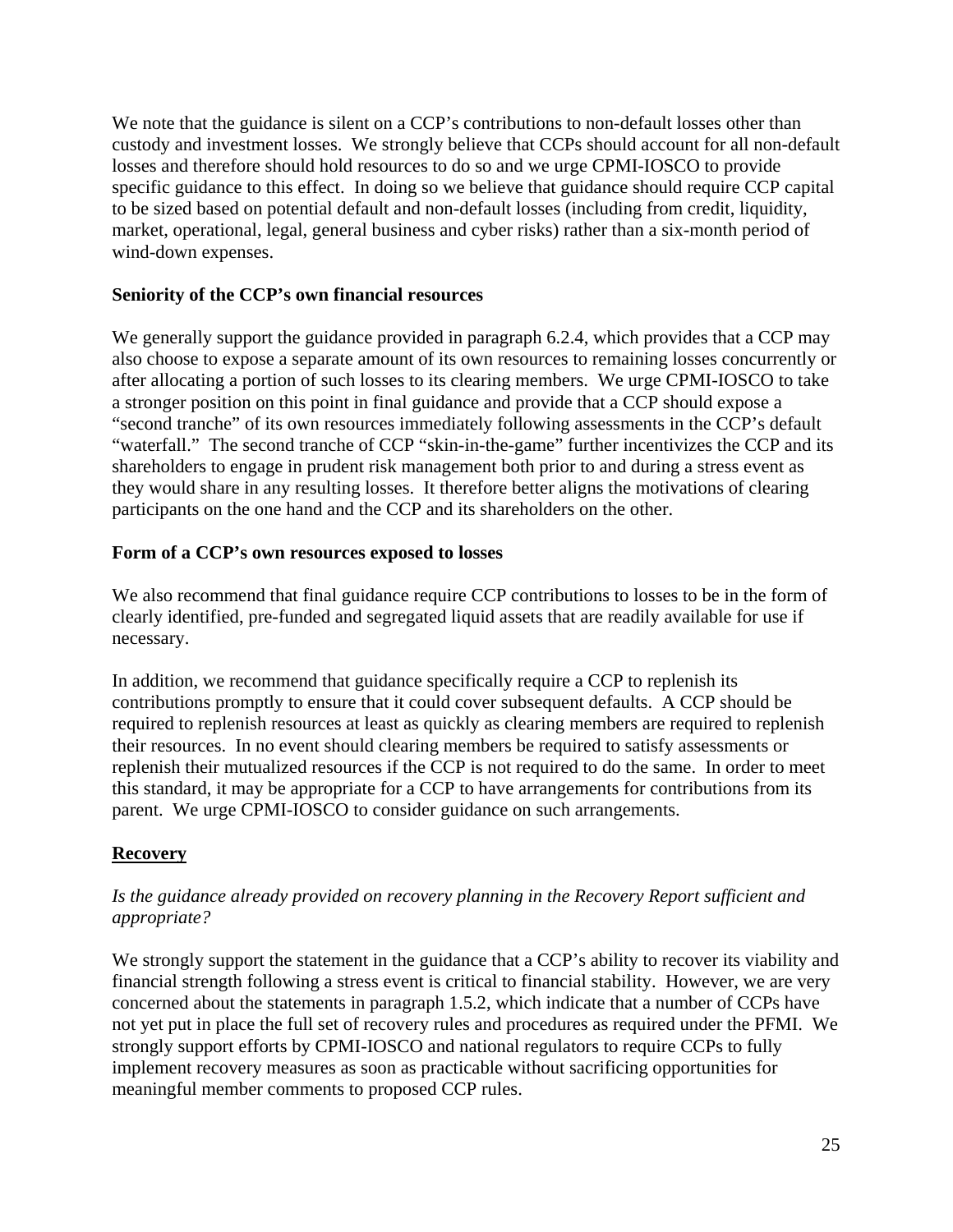We note that the guidance is silent on a CCP's contributions to non-default losses other than custody and investment losses. We strongly believe that CCPs should account for all non-default losses and therefore should hold resources to do so and we urge CPMI-IOSCO to provide specific guidance to this effect. In doing so we believe that guidance should require CCP capital to be sized based on potential default and non-default losses (including from credit, liquidity, market, operational, legal, general business and cyber risks) rather than a six-month period of wind-down expenses.

**Seniority of the CCP's own financial resources**

We generally support the guidance provided in paragraph 6.2.4, which provides that a CCP may also choose to expose a separate amount of its own resources to remaining losses concurrently or after allocating a portion of such losses to its clearing members. We urge CPMI-IOSCO to take a stronger position on this point in final guidance and provide that a CCP should expose a "second tranche" of its own resources immediately following assessments in the CCP's default "waterfall." The second tranche of CCP "skin-in-the-game" further incentivizes the CCP and its shareholders to engage in prudent risk management both prior to and during a stress event as they would share in any resulting losses. It therefore better aligns the motivations of clearing participants on the one hand and the CCP and its shareholders on the other.

**Form of a CCP's own resources exposed to losses**

We also recommend that final guidance require CCP contributions to losses to be in the form of clearly identified, pre-funded and segregated liquid assets that are readily available for use if necessary.

In addition, we recommend that guidance specifically require a CCP to replenish its contributions promptly to ensure that it could cover subsequent defaults. A CCP should be required to replenish resources at least as quickly as clearing members are required to replenish their resources. In no event should clearing members be required to satisfy assessments or replenish their mutualized resources if the CCP is not required to do the same. In order to meet this standard, it may be appropriate for a CCP to have arrangements for contributions from its parent. We urge CPMI-IOSCO to consider guidance on such arrangements.

**Recovery**

*Is the guidance already provided on recovery planning in the Recovery Report sufficient and appropriate?*

We strongly support the statement in the guidance that a CCP's ability to recover its viability and financial strength following a stress event is critical to financial stability. However, we are very concerned about the statements in paragraph 1.5.2, which indicate that a number of CCPs have not yet put in place the full set of recovery rules and procedures as required under the PFMI. We strongly support efforts by CPMI-IOSCO and national regulators to require CCPs to fully implement recovery measures as soon as practicable without sacrificing opportunities for meaningful member comments to proposed CCP rules.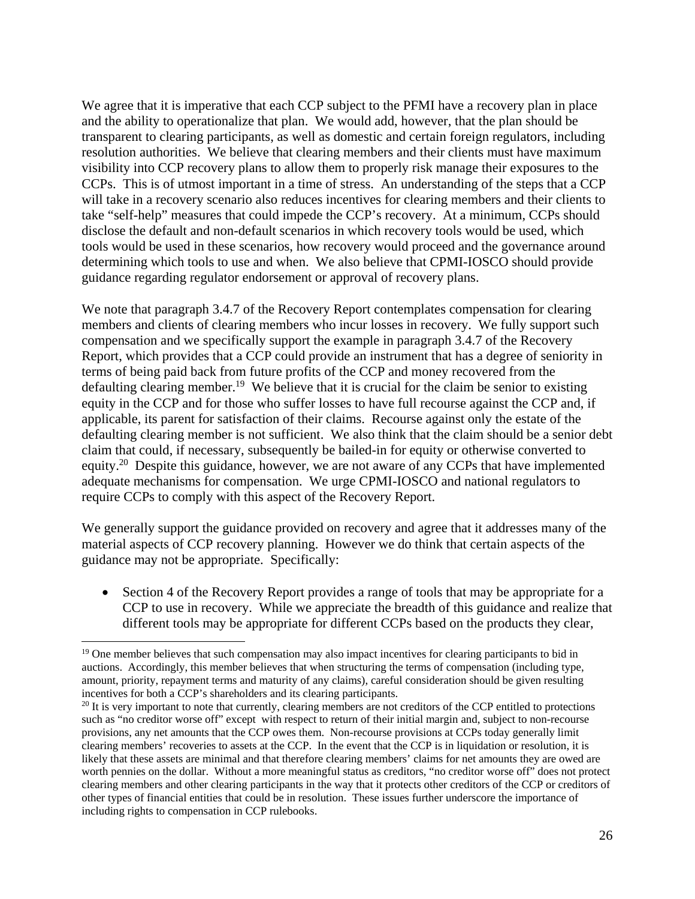We agree that it is imperative that each CCP subject to the PFMI have a recovery plan in place and the ability to operationalize that plan. We would add, however, that the plan should be transparent to clearing participants, as well as domestic and certain foreign regulators, including resolution authorities. We believe that clearing members and their clients must have maximum visibility into CCP recovery plans to allow them to properly risk manage their exposures to the CCPs. This is of utmost important in a time of stress. An understanding of the steps that a CCP will take in a recovery scenario also reduces incentives for clearing members and their clients to take "self-help" measures that could impede the CCP's recovery. At a minimum, CCPs should disclose the default and non-default scenarios in which recovery tools would be used, which tools would be used in these scenarios, how recovery would proceed and the governance around determining which tools to use and when. We also believe that CPMI-IOSCO should provide guidance regarding regulator endorsement or approval of recovery plans.

We note that paragraph 3.4.7 of the Recovery Report contemplates compensation for clearing members and clients of clearing members who incur losses in recovery. We fully support such compensation and we specifically support the example in paragraph 3.4.7 of the Recovery Report, which provides that a CCP could provide an instrument that has a degree of seniority in terms of being paid back from future profits of the CCP and money recovered from the defaulting clearing member.[19] We believe that it is crucial for the claim be senior to existing equity in the CCP and for those who suffer losses to have full recourse against the CCP and, if applicable, its parent for satisfaction of their claims. Recourse against only the estate of the defaulting clearing member is not sufficient. We also think that the claim should be a senior debt claim that could, if necessary, subsequently be bailed-in for equity or otherwise converted to equity.[20] Despite this guidance, however, we are not aware of any CCPs that have implemented adequate mechanisms for compensation. We urge CPMI-IOSCO and national regulators to require CCPs to comply with this aspect of the Recovery Report.

We generally support the guidance provided on recovery and agree that it addresses many of the material aspects of CCP recovery planning. However we do think that certain aspects of the guidance may not be appropriate. Specifically:

- Section 4 of the Recovery Report provides a range of tools that may be appropriate for a CCP to use in recovery. While we appreciate the breadth of this guidance and realize that different tools may be appropriate for different CCPs based on the products they clear,

---

[19] One member believes that such compensation may also impact incentives for clearing participants to bid in auctions. Accordingly, this member believes that when structuring the terms of compensation (including type, amount, priority, repayment terms and maturity of any claims), careful consideration should be given resulting incentives for both a CCP's shareholders and its clearing participants.

[20] It is very important to note that currently, clearing members are not creditors of the CCP entitled to protections such as "no creditor worse off" except with respect to return of their initial margin and, subject to non-recourse provisions, any net amounts that the CCP owes them. Non-recourse provisions at CCPs today generally limit clearing members' recoveries to assets at the CCP. In the event that the CCP is in liquidation or resolution, it is likely that these assets are minimal and that therefore clearing members' claims for net amounts they are owed are worth pennies on the dollar. Without a more meaningful status as creditors, "no creditor worse off" does not protect clearing members and other clearing participants in the way that it protects other creditors of the CCP or creditors of other types of financial entities that could be in resolution. These issues further underscore the importance of including rights to compensation in CCP rulebooks.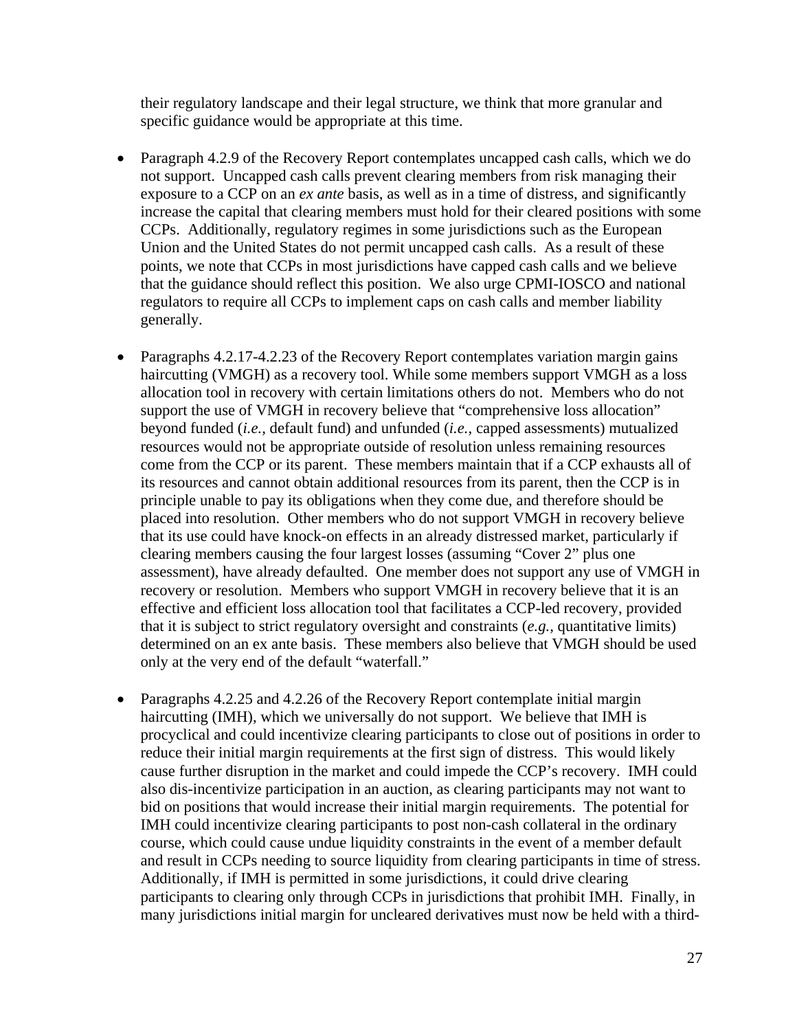their regulatory landscape and their legal structure, we think that more granular and specific guidance would be appropriate at this time.

- Paragraph 4.2.9 of the Recovery Report contemplates uncapped cash calls, which we do not support. Uncapped cash calls prevent clearing members from risk managing their exposure to a CCP on an *ex ante* basis, as well as in a time of distress, and significantly increase the capital that clearing members must hold for their cleared positions with some CCPs. Additionally, regulatory regimes in some jurisdictions such as the European Union and the United States do not permit uncapped cash calls. As a result of these points, we note that CCPs in most jurisdictions have capped cash calls and we believe that the guidance should reflect this position. We also urge CPMI-IOSCO and national regulators to require all CCPs to implement caps on cash calls and member liability generally.

- Paragraphs 4.2.17-4.2.23 of the Recovery Report contemplates variation margin gains haircutting (VMGH) as a recovery tool. While some members support VMGH as a loss allocation tool in recovery with certain limitations others do not. Members who do not support the use of VMGH in recovery believe that "comprehensive loss allocation" beyond funded (*i.e.,* default fund) and unfunded (*i.e.,* capped assessments) mutualized resources would not be appropriate outside of resolution unless remaining resources come from the CCP or its parent. These members maintain that if a CCP exhausts all of its resources and cannot obtain additional resources from its parent, then the CCP is in principle unable to pay its obligations when they come due, and therefore should be placed into resolution. Other members who do not support VMGH in recovery believe that its use could have knock-on effects in an already distressed market, particularly if clearing members causing the four largest losses (assuming "Cover 2" plus one assessment), have already defaulted. One member does not support any use of VMGH in recovery or resolution. Members who support VMGH in recovery believe that it is an effective and efficient loss allocation tool that facilitates a CCP-led recovery, provided that it is subject to strict regulatory oversight and constraints (*e.g.,* quantitative limits) determined on an ex ante basis. These members also believe that VMGH should be used only at the very end of the default "waterfall."

- Paragraphs 4.2.25 and 4.2.26 of the Recovery Report contemplate initial margin haircutting (IMH), which we universally do not support. We believe that IMH is procyclical and could incentivize clearing participants to close out of positions in order to reduce their initial margin requirements at the first sign of distress. This would likely cause further disruption in the market and could impede the CCP's recovery. IMH could also dis-incentivize participation in an auction, as clearing participants may not want to bid on positions that would increase their initial margin requirements. The potential for IMH could incentivize clearing participants to post non-cash collateral in the ordinary course, which could cause undue liquidity constraints in the event of a member default and result in CCPs needing to source liquidity from clearing participants in time of stress. Additionally, if IMH is permitted in some jurisdictions, it could drive clearing participants to clearing only through CCPs in jurisdictions that prohibit IMH. Finally, in many jurisdictions initial margin for uncleared derivatives must now be held with a third-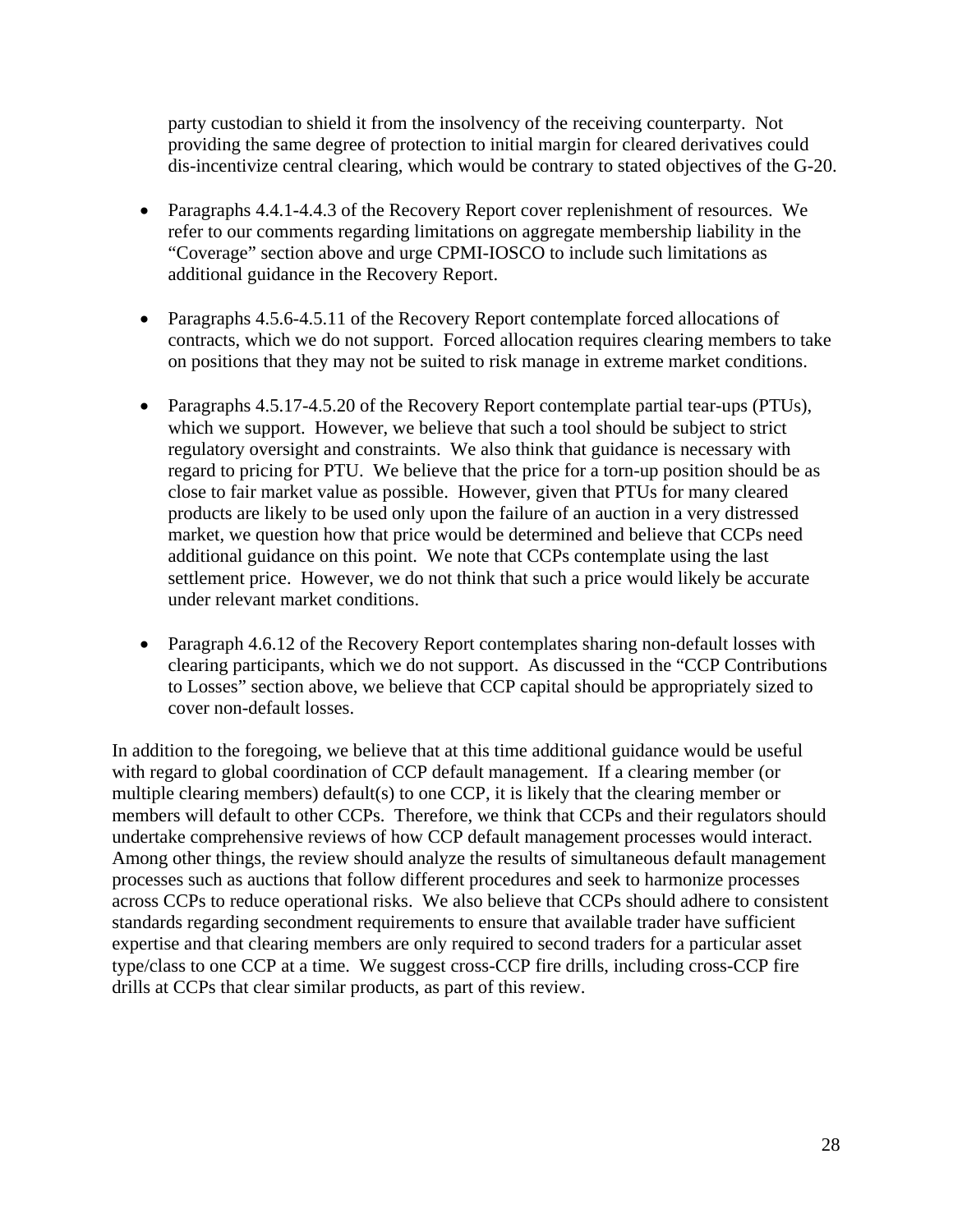party custodian to shield it from the insolvency of the receiving counterparty. Not providing the same degree of protection to initial margin for cleared derivatives could dis-incentivize central clearing, which would be contrary to stated objectives of the G-20.

- Paragraphs 4.4.1-4.4.3 of the Recovery Report cover replenishment of resources. We refer to our comments regarding limitations on aggregate membership liability in the "Coverage" section above and urge CPMI-IOSCO to include such limitations as additional guidance in the Recovery Report.

- Paragraphs 4.5.6-4.5.11 of the Recovery Report contemplate forced allocations of contracts, which we do not support. Forced allocation requires clearing members to take on positions that they may not be suited to risk manage in extreme market conditions.

- Paragraphs 4.5.17-4.5.20 of the Recovery Report contemplate partial tear-ups (PTUs), which we support. However, we believe that such a tool should be subject to strict regulatory oversight and constraints. We also think that guidance is necessary with regard to pricing for PTU. We believe that the price for a torn-up position should be as close to fair market value as possible. However, given that PTUs for many cleared products are likely to be used only upon the failure of an auction in a very distressed market, we question how that price would be determined and believe that CCPs need additional guidance on this point. We note that CCPs contemplate using the last settlement price. However, we do not think that such a price would likely be accurate under relevant market conditions.

- Paragraph 4.6.12 of the Recovery Report contemplates sharing non-default losses with clearing participants, which we do not support. As discussed in the "CCP Contributions to Losses" section above, we believe that CCP capital should be appropriately sized to cover non-default losses.

In addition to the foregoing, we believe that at this time additional guidance would be useful with regard to global coordination of CCP default management. If a clearing member (or multiple clearing members) default(s) to one CCP, it is likely that the clearing member or members will default to other CCPs. Therefore, we think that CCPs and their regulators should undertake comprehensive reviews of how CCP default management processes would interact. Among other things, the review should analyze the results of simultaneous default management processes such as auctions that follow different procedures and seek to harmonize processes across CCPs to reduce operational risks. We also believe that CCPs should adhere to consistent standards regarding secondment requirements to ensure that available trader have sufficient expertise and that clearing members are only required to second traders for a particular asset type/class to one CCP at a time. We suggest cross-CCP fire drills, including cross-CCP fire drills at CCPs that clear similar products, as part of this review.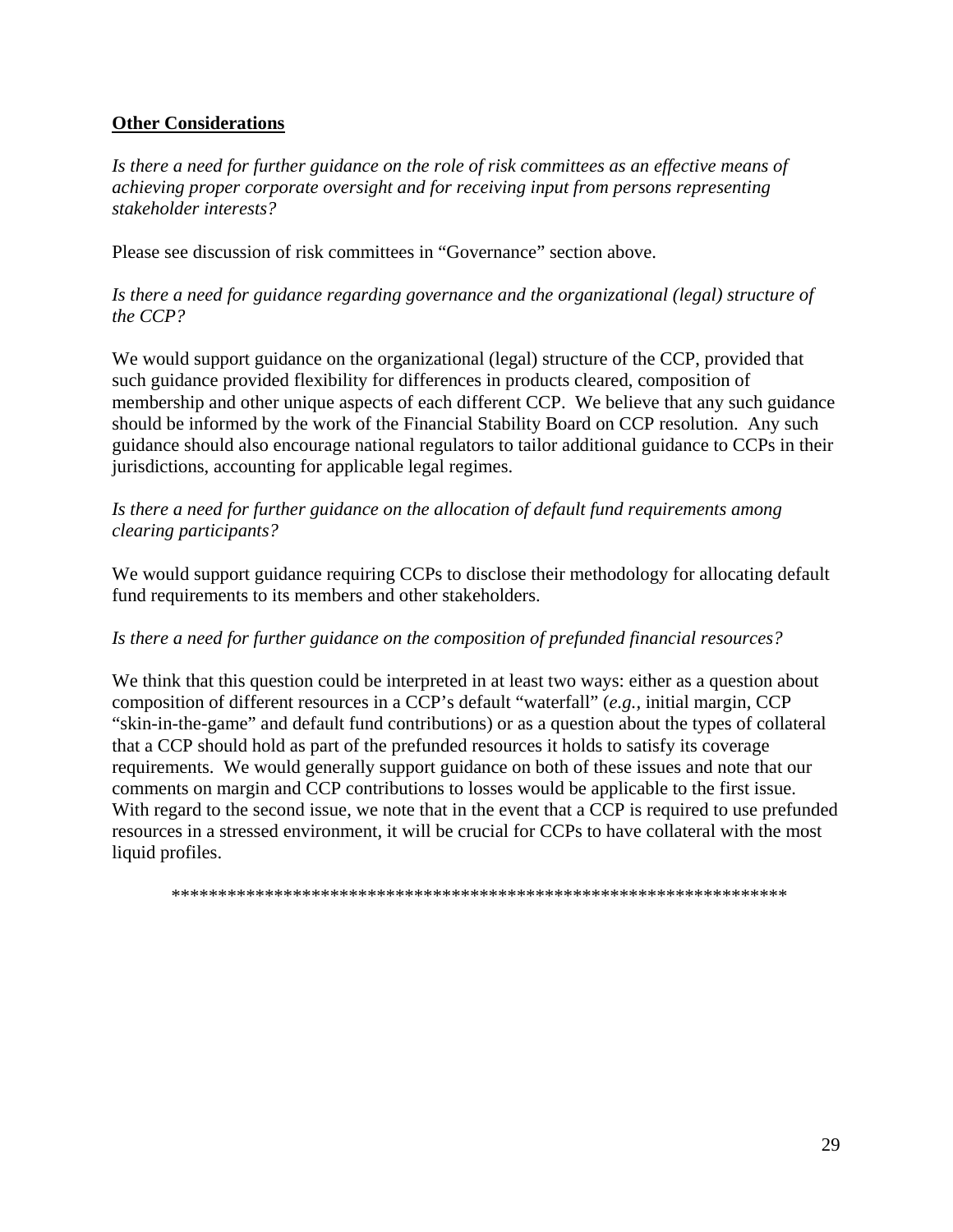**Other Considerations**

*Is there a need for further guidance on the role of risk committees as an effective means of achieving proper corporate oversight and for receiving input from persons representing stakeholder interests?*

Please see discussion of risk committees in "Governance" section above.

*Is there a need for guidance regarding governance and the organizational (legal) structure of the CCP?*

We would support guidance on the organizational (legal) structure of the CCP, provided that such guidance provided flexibility for differences in products cleared, composition of membership and other unique aspects of each different CCP. We believe that any such guidance should be informed by the work of the Financial Stability Board on CCP resolution. Any such guidance should also encourage national regulators to tailor additional guidance to CCPs in their jurisdictions, accounting for applicable legal regimes.

*Is there a need for further guidance on the allocation of default fund requirements among clearing participants?*

We would support guidance requiring CCPs to disclose their methodology for allocating default fund requirements to its members and other stakeholders.

*Is there a need for further guidance on the composition of prefunded financial resources?*

We think that this question could be interpreted in at least two ways: either as a question about composition of different resources in a CCP's default "waterfall" (*e.g.*, initial margin, CCP "skin-in-the-game" and default fund contributions) or as a question about the types of collateral that a CCP should hold as part of the prefunded resources it holds to satisfy its coverage requirements. We would generally support guidance on both of these issues and note that our comments on margin and CCP contributions to losses would be applicable to the first issue. With regard to the second issue, we note that in the event that a CCP is required to use prefunded resources in a stressed environment, it will be crucial for CCPs to have collateral with the most liquid profiles.

*******************************************************************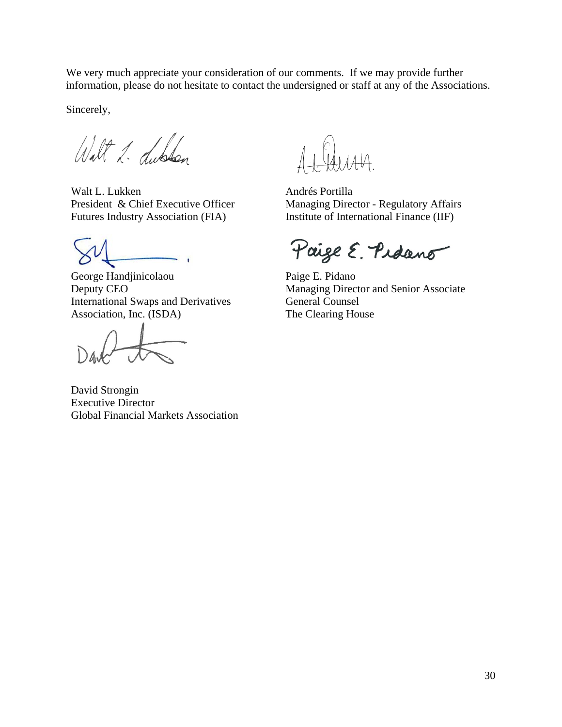We very much appreciate your consideration of our comments. If we may provide further information, please do not hesitate to contact the undersigned or staff at any of the Associations.

Sincerely,

Walt L. Lukken
President & Chief Executive Officer
Futures Industry Association (FIA)

George Handjinicolaou
Deputy CEO
International Swaps and Derivatives Association, Inc. (ISDA)

David Strongin
Executive Director
Global Financial Markets Association

Andrés Portilla
Managing Director - Regulatory Affairs
Institute of International Finance (IIF)

Paige E. Pidano
Managing Director and Senior Associate General Counsel
The Clearing House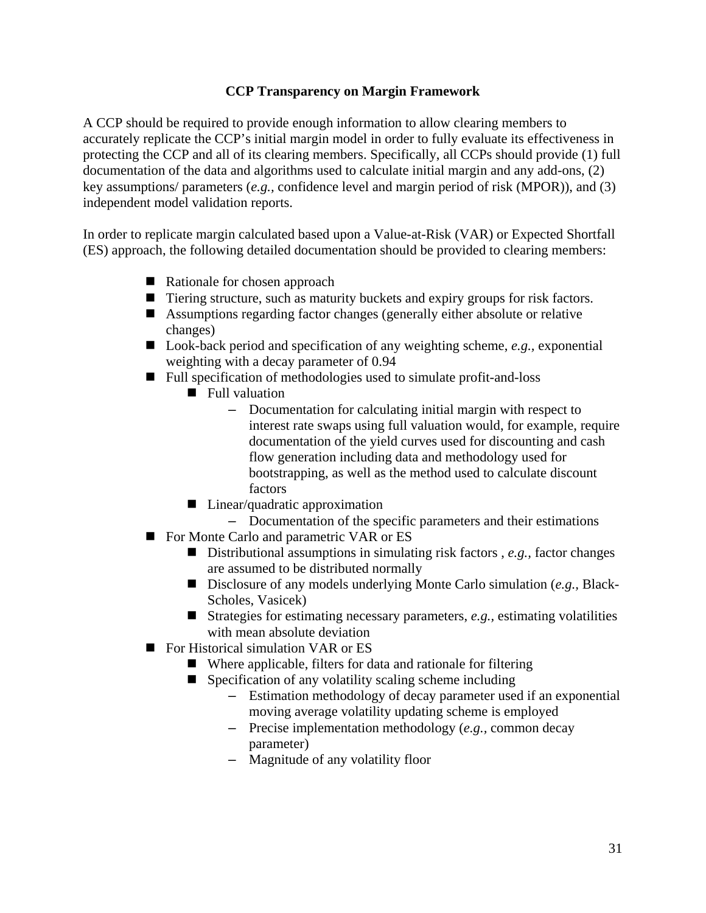## CCP Transparency on Margin Framework

A CCP should be required to provide enough information to allow clearing members to accurately replicate the CCP's initial margin model in order to fully evaluate its effectiveness in protecting the CCP and all of its clearing members. Specifically, all CCPs should provide (1) full documentation of the data and algorithms used to calculate initial margin and any add-ons, (2) key assumptions/ parameters (*e.g.,* confidence level and margin period of risk (MPOR)), and (3) independent model validation reports.

In order to replicate margin calculated based upon a Value-at-Risk (VAR) or Expected Shortfall (ES) approach, the following detailed documentation should be provided to clearing members:

- Rationale for chosen approach
- Tiering structure, such as maturity buckets and expiry groups for risk factors.
- Assumptions regarding factor changes (generally either absolute or relative changes)
- Look-back period and specification of any weighting scheme, *e.g.,* exponential weighting with a decay parameter of 0.94
- Full specification of methodologies used to simulate profit-and-loss
  - Full valuation
    - Documentation for calculating initial margin with respect to interest rate swaps using full valuation would, for example, require documentation of the yield curves used for discounting and cash flow generation including data and methodology used for bootstrapping, as well as the method used to calculate discount factors
  - Linear/quadratic approximation
    - Documentation of the specific parameters and their estimations
- For Monte Carlo and parametric VAR or ES
  - Distributional assumptions in simulating risk factors , *e.g.,* factor changes are assumed to be distributed normally
  - Disclosure of any models underlying Monte Carlo simulation (*e.g.,* Black-Scholes, Vasicek)
  - Strategies for estimating necessary parameters, *e.g.,* estimating volatilities with mean absolute deviation
- For Historical simulation VAR or ES
  - Where applicable, filters for data and rationale for filtering
  - Specification of any volatility scaling scheme including
    - Estimation methodology of decay parameter used if an exponential moving average volatility updating scheme is employed
    - Precise implementation methodology (*e.g.,* common decay parameter)
    - Magnitude of any volatility floor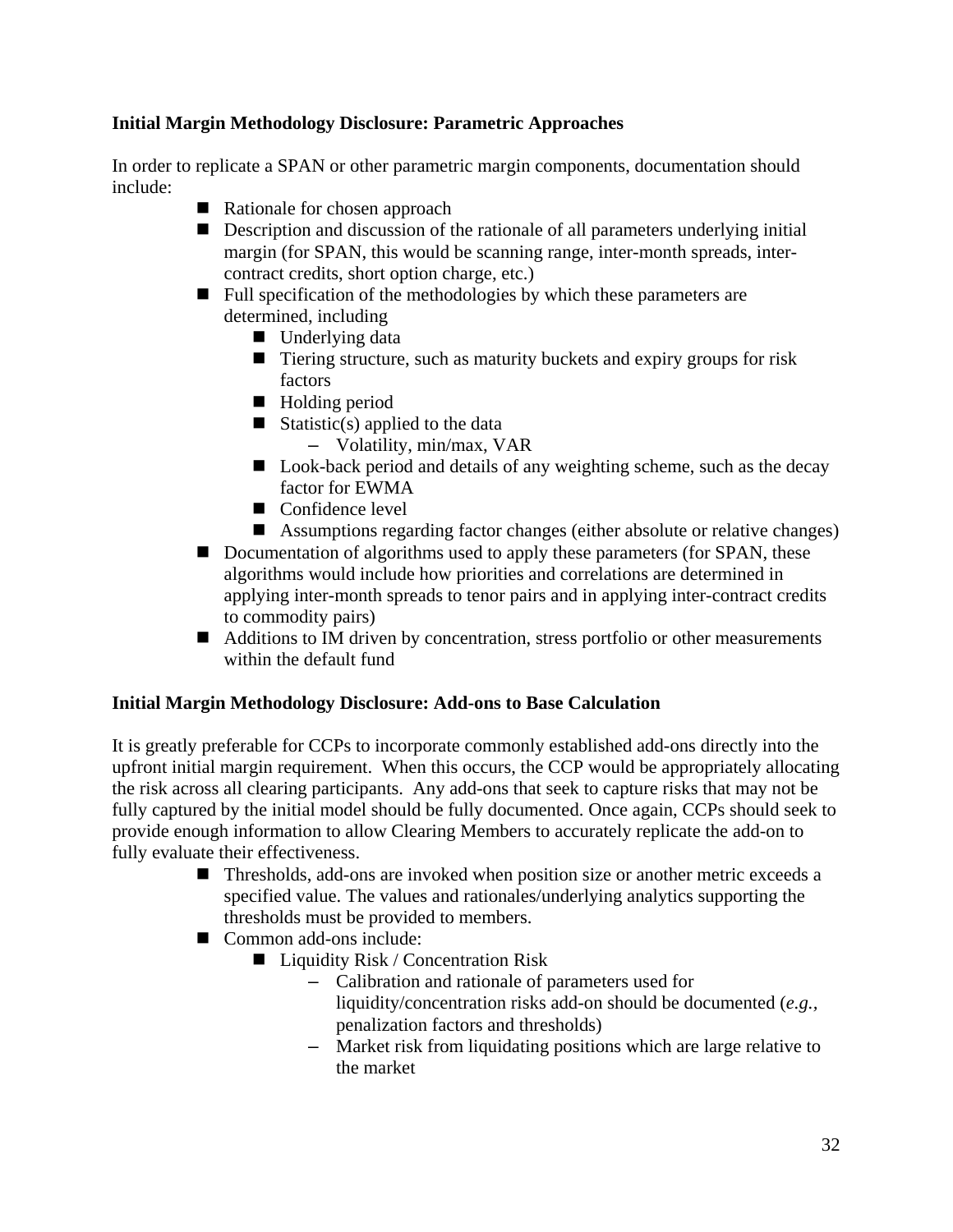**Initial Margin Methodology Disclosure: Parametric Approaches**

In order to replicate a SPAN or other parametric margin components, documentation should include:

- Rationale for chosen approach
- Description and discussion of the rationale of all parameters underlying initial margin (for SPAN, this would be scanning range, inter-month spreads, inter-contract credits, short option charge, etc.)
- Full specification of the methodologies by which these parameters are determined, including
  - Underlying data
  - Tiering structure, such as maturity buckets and expiry groups for risk factors
  - Holding period
  - Statistic(s) applied to the data
    - Volatility, min/max, VAR
  - Look-back period and details of any weighting scheme, such as the decay factor for EWMA
  - Confidence level
  - Assumptions regarding factor changes (either absolute or relative changes)
- Documentation of algorithms used to apply these parameters (for SPAN, these algorithms would include how priorities and correlations are determined in applying inter-month spreads to tenor pairs and in applying inter-contract credits to commodity pairs)
- Additions to IM driven by concentration, stress portfolio or other measurements within the default fund

**Initial Margin Methodology Disclosure: Add-ons to Base Calculation**

It is greatly preferable for CCPs to incorporate commonly established add-ons directly into the upfront initial margin requirement. When this occurs, the CCP would be appropriately allocating the risk across all clearing participants. Any add-ons that seek to capture risks that may not be fully captured by the initial model should be fully documented. Once again, CCPs should seek to provide enough information to allow Clearing Members to accurately replicate the add-on to fully evaluate their effectiveness.

- Thresholds, add-ons are invoked when position size or another metric exceeds a specified value. The values and rationales/underlying analytics supporting the thresholds must be provided to members.
- Common add-ons include:
  - Liquidity Risk / Concentration Risk
    - Calibration and rationale of parameters used for liquidity/concentration risks add-on should be documented (*e.g.*, penalization factors and thresholds)
    - Market risk from liquidating positions which are large relative to the market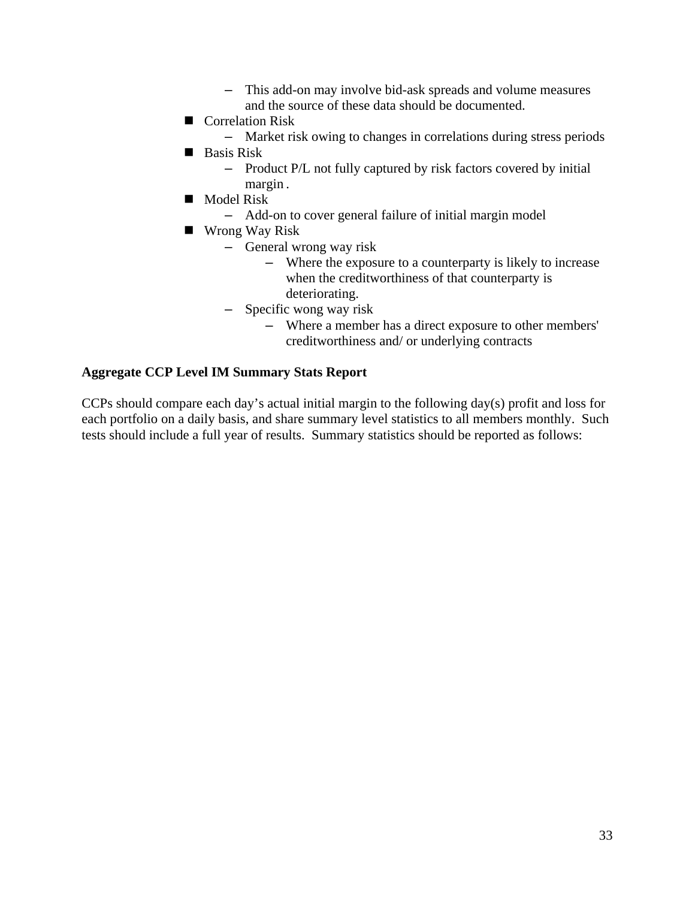- This add-on may involve bid-ask spreads and volume measures and the source of these data should be documented.
- Correlation Risk
    - Market risk owing to changes in correlations during stress periods
- Basis Risk
    - Product P/L not fully captured by risk factors covered by initial margin .
- Model Risk
    - Add-on to cover general failure of initial margin model
- Wrong Way Risk
    - General wrong way risk
        - Where the exposure to a counterparty is likely to increase when the creditworthiness of that counterparty is deteriorating.
    - Specific wong way risk
        - Where a member has a direct exposure to other members' creditworthiness and/ or underlying contracts

**Aggregate CCP Level IM Summary Stats Report**

CCPs should compare each day's actual initial margin to the following day(s) profit and loss for each portfolio on a daily basis, and share summary level statistics to all members monthly. Such tests should include a full year of results. Summary statistics should be reported as follows: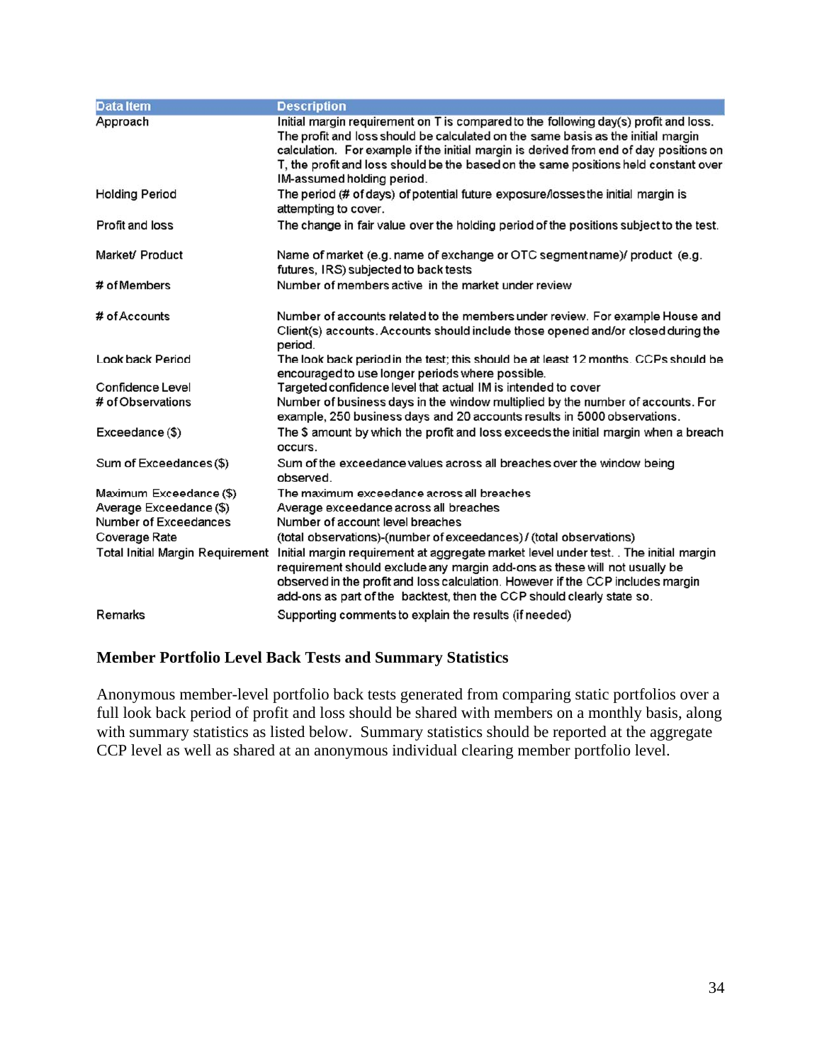| Data Item | Description |
| --- | --- |
| Approach | Initial margin requirement on T is compared to the following day(s) profit and loss. The profit and loss should be calculated on the same basis as the initial margin calculation. For example if the initial margin is derived from end of day positions on T, the profit and loss should be the based on the same positions held constant over IM-assumed holding period. |
| Holding Period | The period (# of days) of potential future exposure/losses the initial margin is attempting to cover. |
| Profit and loss | The change in fair value over the holding period of the positions subject to the test. |
| Market/ Product | Name of market (e.g. name of exchange or OTC segment name)/ product (e.g. futures, IRS) subjected to back tests |
| # of Members | Number of members active in the market under review |
| # of Accounts | Number of accounts related to the members under review. For example House and Client(s) accounts. Accounts should include those opened and/or closed during the period. |
| Look back Period | The look back period in the test; this should be at least 12 months. CCPs should be encouraged to use longer periods where possible. |
| Confidence Level | Targeted confidence level that actual IM is intended to cover |
| # of Observations | Number of business days in the window multiplied by the number of accounts. For example, 250 business days and 20 accounts results in 5000 observations. |
| Exceedance ($) | The $ amount by which the profit and loss exceeds the initial margin when a breach occurs. |
| Sum of Exceedances ($) | Sum of the exceedance values across all breaches over the window being observed. |
| Maximum Exceedance ($) | The maximum exceedance across all breaches |
| Average Exceedance ($) | Average exceedance across all breaches |
| Number of Exceedances | Number of account level breaches |
| Coverage Rate | (total observations)-(number of exceedances) / (total observations) |
| Total Initial Margin Requirement | Initial margin requirement at aggregate market level under test. . The initial margin requirement should exclude any margin add-ons as these will not usually be observed in the profit and loss calculation. However if the CCP includes margin add-ons as part of the backtest, then the CCP should clearly state so. |
| Remarks | Supporting comments to explain the results (if needed) |

### Member Portfolio Level Back Tests and Summary Statistics

Anonymous member-level portfolio back tests generated from comparing static portfolios over a full look back period of profit and loss should be shared with members on a monthly basis, along with summary statistics as listed below. Summary statistics should be reported at the aggregate CCP level as well as shared at an anonymous individual clearing member portfolio level.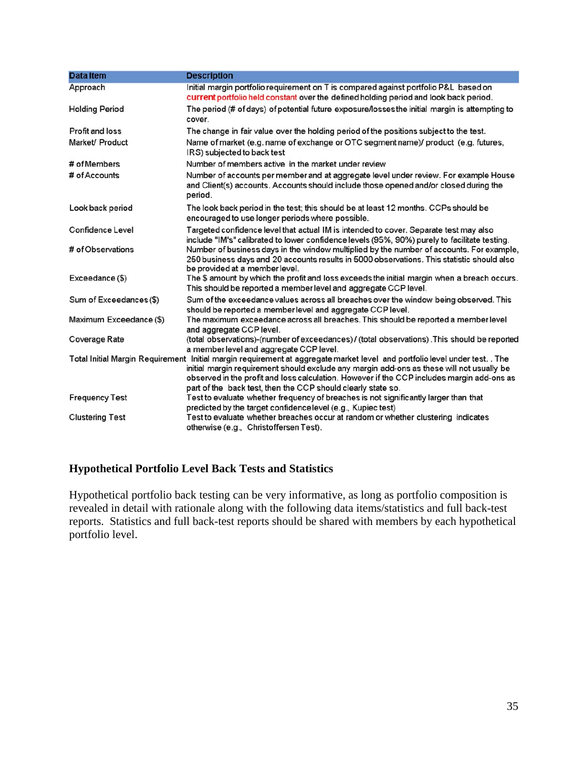| Data Item | Description |
| --- | --- |
| Approach | Initial margin portfolio requirement on T is compared against portfolio P&L based on **current** portfolio held constant over the defined holding period and look back period. |
| Holding Period | The period (# of days) of potential future exposure/losses the initial margin is attempting to cover. |
| Profit and loss | The change in fair value over the holding period of the positions subject to the test. |
| Market/ Product | Name of market (e.g. name of exchange or OTC segment name)/ product (e.g. futures, IRS) subjected to back test |
| # of Members | Number of members active in the market under review |
| # of Accounts | Number of accounts per member and at aggregate level under review. For example House and Client(s) accounts. Accounts should include those opened and/or closed during the period. |
| Look back period | The look back period in the test; this should be at least 12 months. CCPs should be encouraged to use longer periods where possible. |
| Confidence Level | Targeted confidence level that actual IM is intended to cover. Separate test may also include "IM's" calibrated to lower confidence levels (95%, 90%) purely to facilitate testing. |
| # of Observations | Number of business days in the window multiplied by the number of accounts. For example, 250 business days and 20 accounts results in 5000 observations. This statistic should also be provided at a member level. |
| Exceedance ($) | The $ amount by which the profit and loss exceeds the initial margin when a breach occurs. This should be reported a member level and aggregate CCP level. |
| Sum of Exceedances ($) | Sum of the exceedance values across all breaches over the window being observed. This should be reported a member level and aggregate CCP level. |
| Maximum Exceedance ($) | The maximum exceedance across all breaches. This should be reported a member level and aggregate CCP level. |
| Coverage Rate | (total observations)-(number of exceedances) / (total observations) .This should be reported a member level and aggregate CCP level. |
| Total Initial Margin Requirement | Initial margin requirement at aggregate market level and portfolio level under test. . The initial margin requirement should exclude any margin add-ons as these will not usually be observed in the profit and loss calculation. However if the CCP includes margin add-ons as part of the back test, then the CCP should clearly state so. |
| Frequency Test | Test to evaluate whether frequency of breaches is not significantly larger than that predicted by the target confidence level (e.g., Kupiec test) |
| Clustering Test | Test to evaluate whether breaches occur at random or whether clustering indicates otherwise (e.g., Christoffersen Test). |

### Hypothetical Portfolio Level Back Tests and Statistics

Hypothetical portfolio back testing can be very informative, as long as portfolio composition is revealed in detail with rationale along with the following data items/statistics and full back-test reports. Statistics and full back-test reports should be shared with members by each hypothetical portfolio level.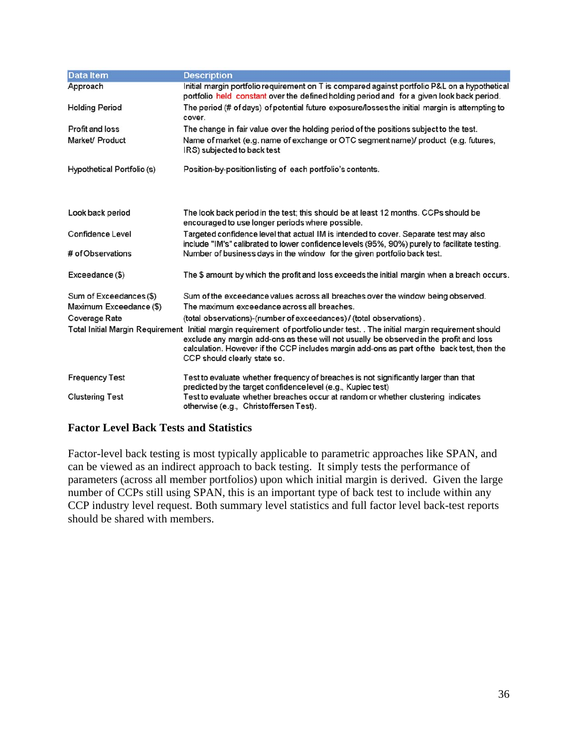| Data Item | Description |
| --- | --- |
| Approach | Initial margin portfolio requirement on T is compared against portfolio P&L on a hypothetical portfolio held constant over the defined holding period and for a given look back period. |
| Holding Period | The period (# of days) of potential future exposure/losses the initial margin is attempting to cover. |
| Profit and loss | The change in fair value over the holding period of the positions subject to the test. |
| Market/ Product | Name of market (e.g. name of exchange or OTC segment name)/ product (e.g. futures, IRS) subjected to back test |
| Hypothetical Portfolio (s) | Position-by-position listing of each portfolio's contents. |
| Look back period | The look back period in the test; this should be at least 12 months. CCPs should be encouraged to use longer periods where possible. |
| Confidence Level | Targeted confidence level that actual IM is intended to cover. Separate test may also include "IM's" calibrated to lower confidence levels (95%, 90%) purely to facilitate testing. |
| # of Observations | Number of business days in the window for the given portfolio back test. |
| Exceedance ($) | The $ amount by which the profit and loss exceeds the initial margin when a breach occurs. |
| Sum of Exceedances ($) | Sum of the exceedance values across all breaches over the window being observed. |
| Maximum Exceedance ($) | The maximum exceedance across all breaches. |
| Coverage Rate | (total observations)-(number of exceedances) / (total observations). |
| Total Initial Margin Requirement | Initial margin requirement of portfolio under test. . The initial margin requirement should exclude any margin add-ons as these will not usually be observed in the profit and loss calculation. However if the CCP includes margin add-ons as part of the back test, then the CCP should clearly state so. |
| Frequency Test | Test to evaluate whether frequency of breaches is not significantly larger than that predicted by the target confidence level (e.g., Kupiec test) |
| Clustering Test | Test to evaluate whether breaches occur at random or whether clustering indicates otherwise (e.g., Christoffersen Test). |

### Factor Level Back Tests and Statistics

Factor-level back testing is most typically applicable to parametric approaches like SPAN, and can be viewed as an indirect approach to back testing. It simply tests the performance of parameters (across all member portfolios) upon which initial margin is derived. Given the large number of CCPs still using SPAN, this is an important type of back test to include within any CCP industry level request. Both summary level statistics and full factor level back-test reports should be shared with members.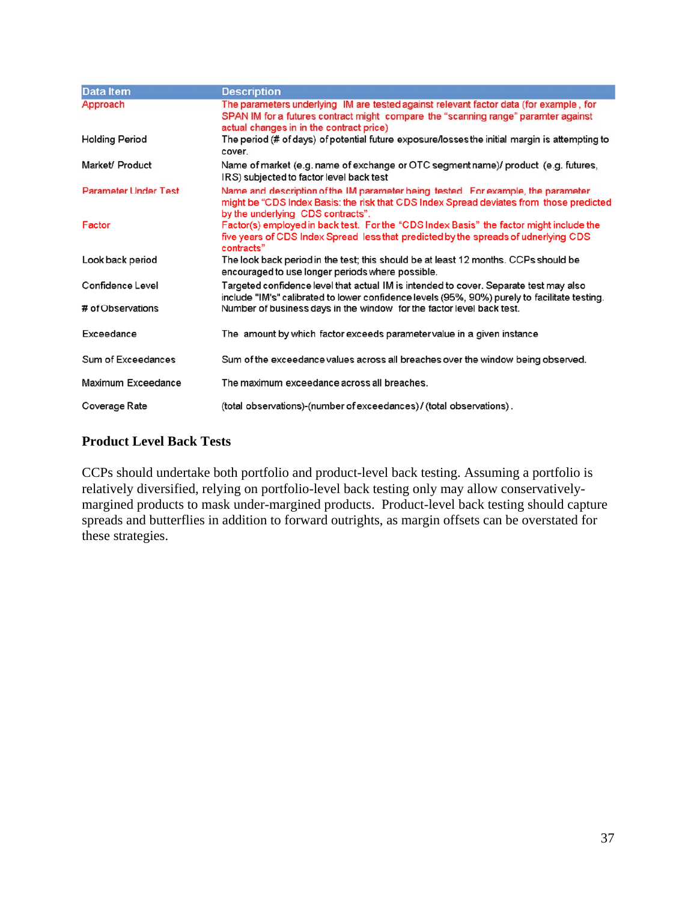| Data Item | Description |
| --- | --- |
| Approach | The parameters underlying IM are tested against relevant factor data (for example , for SPAN IM for a futures contract might compare the "scanning range" paramter against actual changes in in the contract price) |
| Holding Period | The period (# of days) of potential future exposure/losses the initial margin is attempting to cover. |
| Market/ Product | Name of market (e.g. name of exchange or OTC segment name)/ product (e.g. futures, IRS) subjected to factor level back test |
| Parameter Under Test | Name and description of the IM parameter being tested. For example, the parameter might be "CDS Index Basis: the risk that CDS Index Spread deviates from those predicted by the underlying CDS contracts". |
| Factor | Factor(s) employed in back test. For the "CDS Index Basis" the factor might include the five years of CDS Index Spread less that predicted by the spreads of udnerlying CDS contracts" |
| Look back period | The look back period in the test; this should be at least 12 months. CCPs should be encouraged to use longer periods where possible. |
| Confidence Level | Targeted confidence level that actual IM is intended to cover. Separate test may also include "IM's" calibrated to lower confidence levels (95%, 90%) purely to facilitate testing. |
| # of Observations | Number of business days in the window for the factor level back test. |
| Exceedance | The amount by which factor exceeds parameter value in a given instance |
| Sum of Exceedances | Sum of the exceedance values across all breaches over the window being observed. |
| Maximum Exceedance | The maximum exceedance across all breaches. |
| Coverage Rate | (total observations)-(number of exceedances) / (total observations). |

### Product Level Back Tests

CCPs should undertake both portfolio and product-level back testing. Assuming a portfolio is relatively diversified, relying on portfolio-level back testing only may allow conservatively-margined products to mask under-margined products. Product-level back testing should capture spreads and butterflies in addition to forward outrights, as margin offsets can be overstated for these strategies.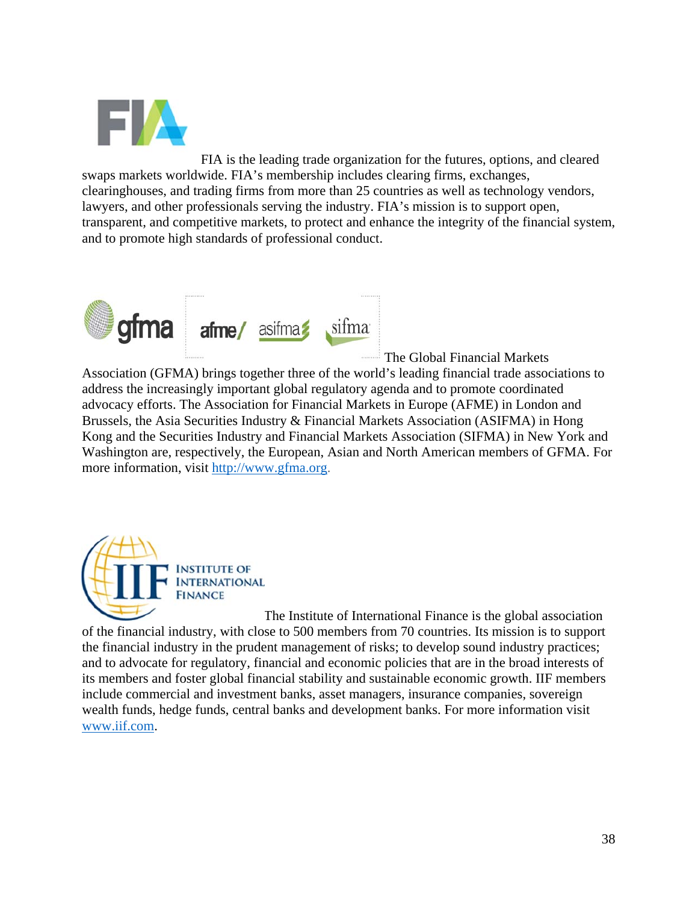FIA is the leading trade organization for the futures, options, and cleared swaps markets worldwide. FIA's membership includes clearing firms, exchanges, clearinghouses, and trading firms from more than 25 countries as well as technology vendors, lawyers, and other professionals serving the industry. FIA's mission is to support open, transparent, and competitive markets, to protect and enhance the integrity of the financial system, and to promote high standards of professional conduct.

The Global Financial Markets Association (GFMA) brings together three of the world's leading financial trade associations to address the increasingly important global regulatory agenda and to promote coordinated advocacy efforts. The Association for Financial Markets in Europe (AFME) in London and Brussels, the Asia Securities Industry & Financial Markets Association (ASIFMA) in Hong Kong and the Securities Industry and Financial Markets Association (SIFMA) in New York and Washington are, respectively, the European, Asian and North American members of GFMA. For more information, visit http://www.gfma.org.

The Institute of International Finance is the global association of the financial industry, with close to 500 members from 70 countries. Its mission is to support the financial industry in the prudent management of risks; to develop sound industry practices; and to advocate for regulatory, financial and economic policies that are in the broad interests of its members and foster global financial stability and sustainable economic growth. IIF members include commercial and investment banks, asset managers, insurance companies, sovereign wealth funds, hedge funds, central banks and development banks. For more information visit www.iif.com.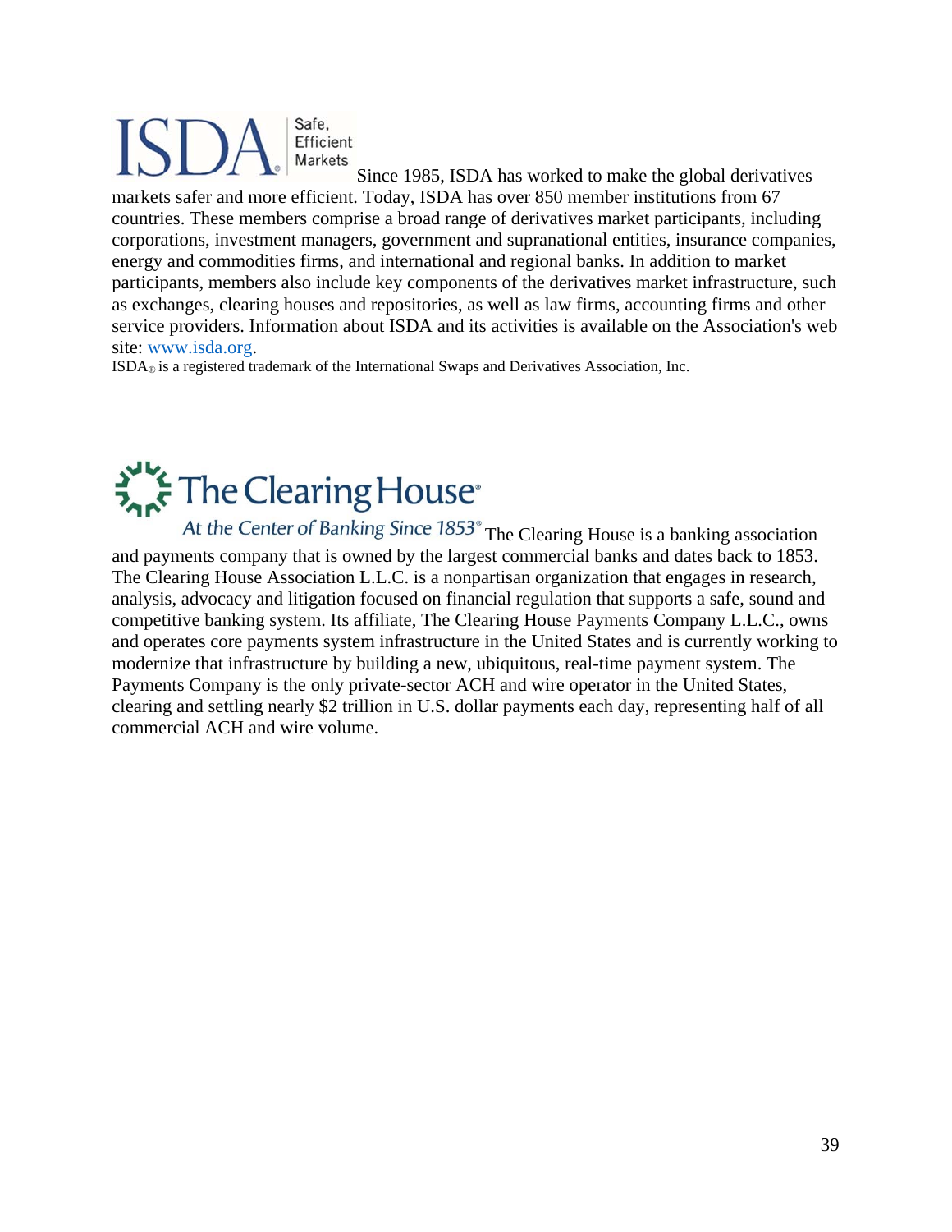ISDA Safe, Efficient Markets

Since 1985, ISDA has worked to make the global derivatives markets safer and more efficient. Today, ISDA has over 850 member institutions from 67 countries. These members comprise a broad range of derivatives market participants, including corporations, investment managers, government and supranational entities, insurance companies, energy and commodities firms, and international and regional banks. In addition to market participants, members also include key components of the derivatives market infrastructure, such as exchanges, clearing houses and repositories, as well as law firms, accounting firms and other service providers. Information about ISDA and its activities is available on the Association's web site: [www.isda.org](http://www.isda.org).

ISDA® is a registered trademark of the International Swaps and Derivatives Association, Inc.

The Clearing House®

*At the Center of Banking Since 1853®*

The Clearing House is a banking association and payments company that is owned by the largest commercial banks and dates back to 1853. The Clearing House Association L.L.C. is a nonpartisan organization that engages in research, analysis, advocacy and litigation focused on financial regulation that supports a safe, sound and competitive banking system. Its affiliate, The Clearing House Payments Company L.L.C., owns and operates core payments system infrastructure in the United States and is currently working to modernize that infrastructure by building a new, ubiquitous, real-time payment system. The Payments Company is the only private-sector ACH and wire operator in the United States, clearing and settling nearly $2 trillion in U.S. dollar payments each day, representing half of all commercial ACH and wire volume.